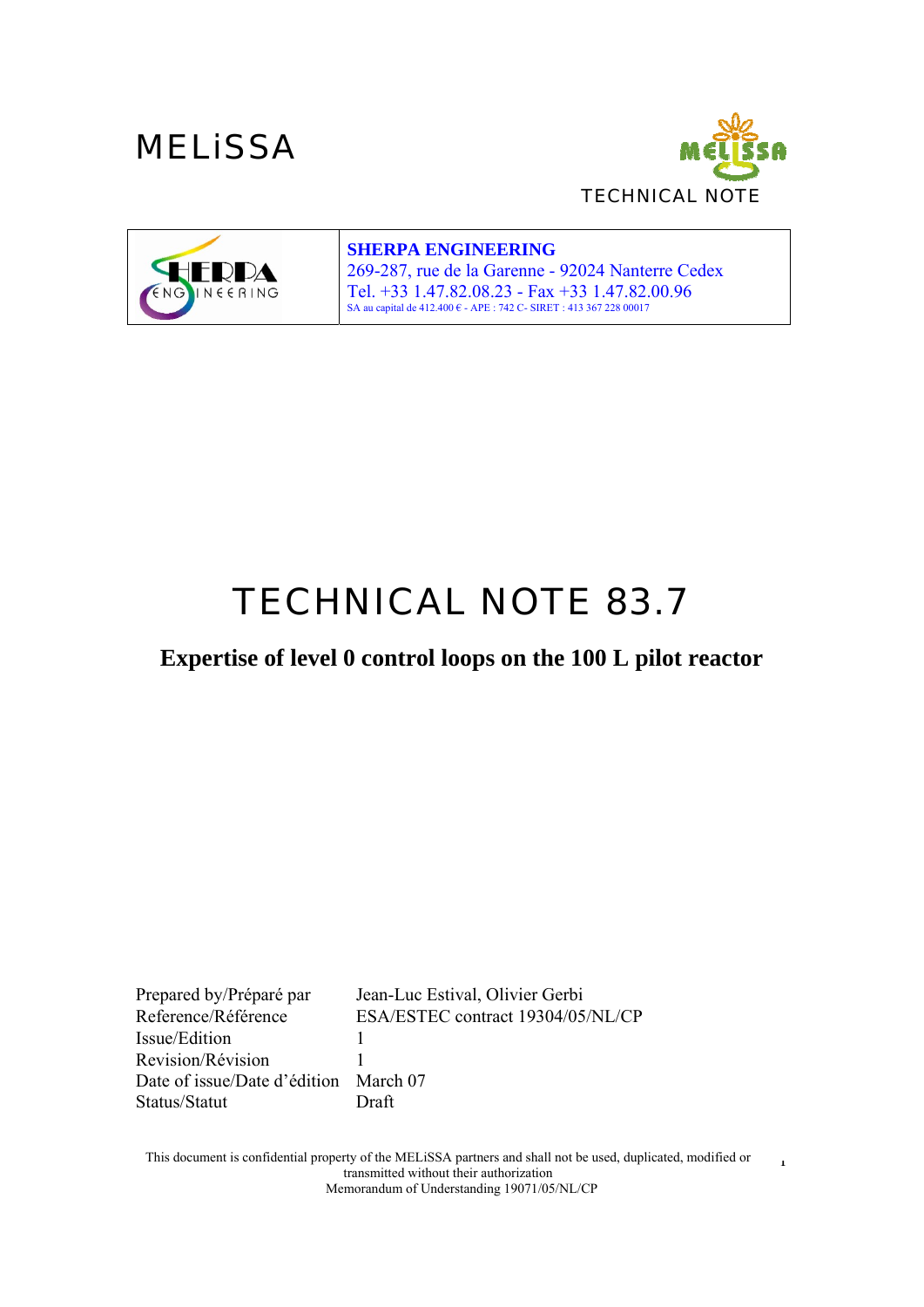MELiSSA

TECHNICAL NOTE

| | **SHERPA ENGINEERING**<br>269-287, rue de la Garenne - 92024 Nanterre Cedex<br>Tel. +33 1.47.82.08.23 - Fax +33 1.47.82.00.96<br>SA au capital de 412.400 € - APE : 742 C- SIRET : 413 367 228 00017 |
|---|---|

# TECHNICAL NOTE 83.7

## Expertise of level 0 control loops on the 100 L pilot reactor

| | |
|---|---|
| Prepared by/Préparé par | Jean-Luc Estival, Olivier Gerbi |
| Reference/Référence | ESA/ESTEC contract 19304/05/NL/CP |
| Issue/Edition | 1 |
| Revision/Révision | 1 |
| Date of issue/Date d'édition | March 07 |
| Status/Statut | Draft |

This document is confidential property of the MELiSSA partners and shall not be used, duplicated, modified or transmitted without their authorization
Memorandum of Understanding 19071/05/NL/CP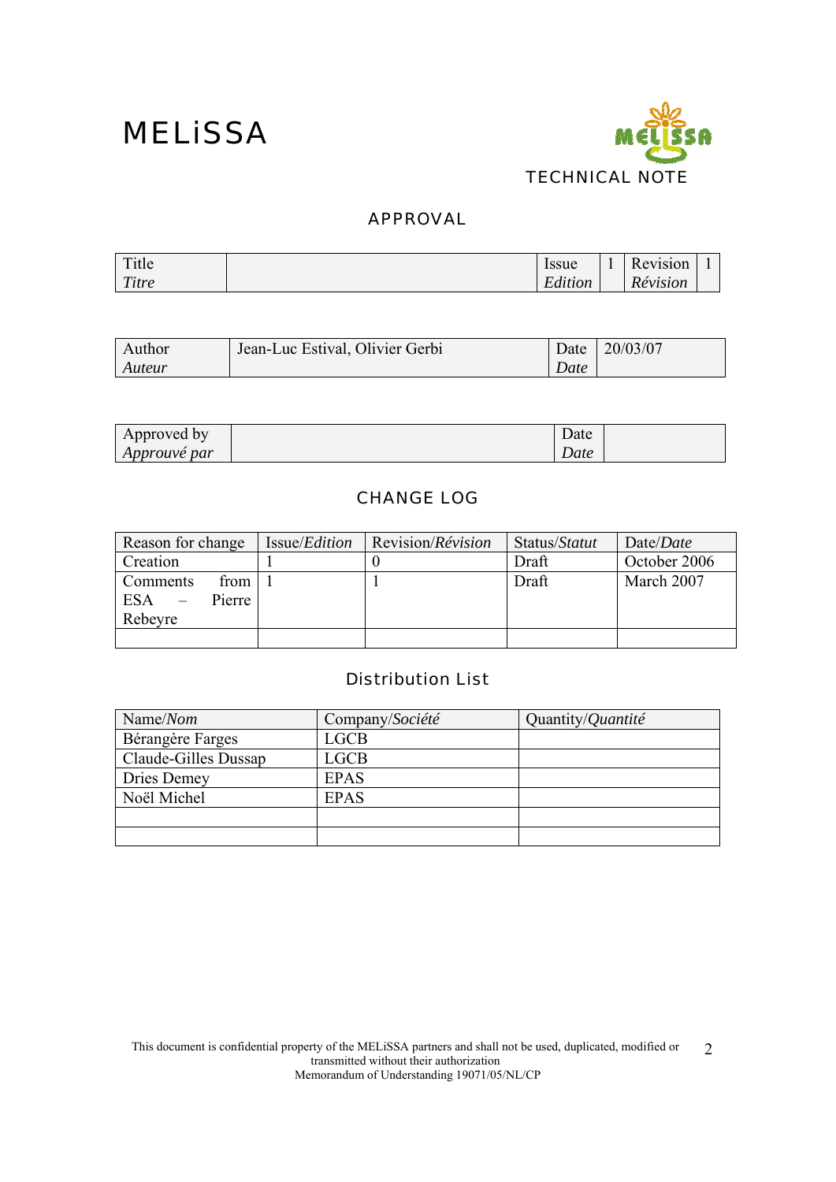# MELiSSA

TECHNICAL NOTE

## APPROVAL

| Title *Titre* | | Issue *Edition* | 1 | Revision *Révision* | 1 |
|---|---|---|---|---|---|

| Author *Auteur* | Jean-Luc Estival, Olivier Gerbi | Date *Date* | 20/03/07 |
|---|---|---|---|

| Approved by *Approuvé par* | | Date *Date* | |
|---|---|---|---|

## CHANGE LOG

| Reason for change | Issue/*Edition* | Revision/*Révision* | Status/*Statut* | Date/*Date* |
|---|---|---|---|---|
| Creation | 1 | 0 | Draft | October 2006 |
| Comments from ESA – Pierre Rebeyre | 1 | 1 | Draft | March 2007 |
| | | | | |

## Distribution List

| Name/*Nom* | Company/*Société* | Quantity/*Quantité* |
|---|---|---|
| Bérangère Farges | LGCB | |
| Claude-Gilles Dussap | LGCB | |
| Dries Demey | EPAS | |
| Noël Michel | EPAS | |
| | | |
| | | |

This document is confidential property of the MELiSSA partners and shall not be used, duplicated, modified or transmitted without their authorization
Memorandum of Understanding 19071/05/NL/CP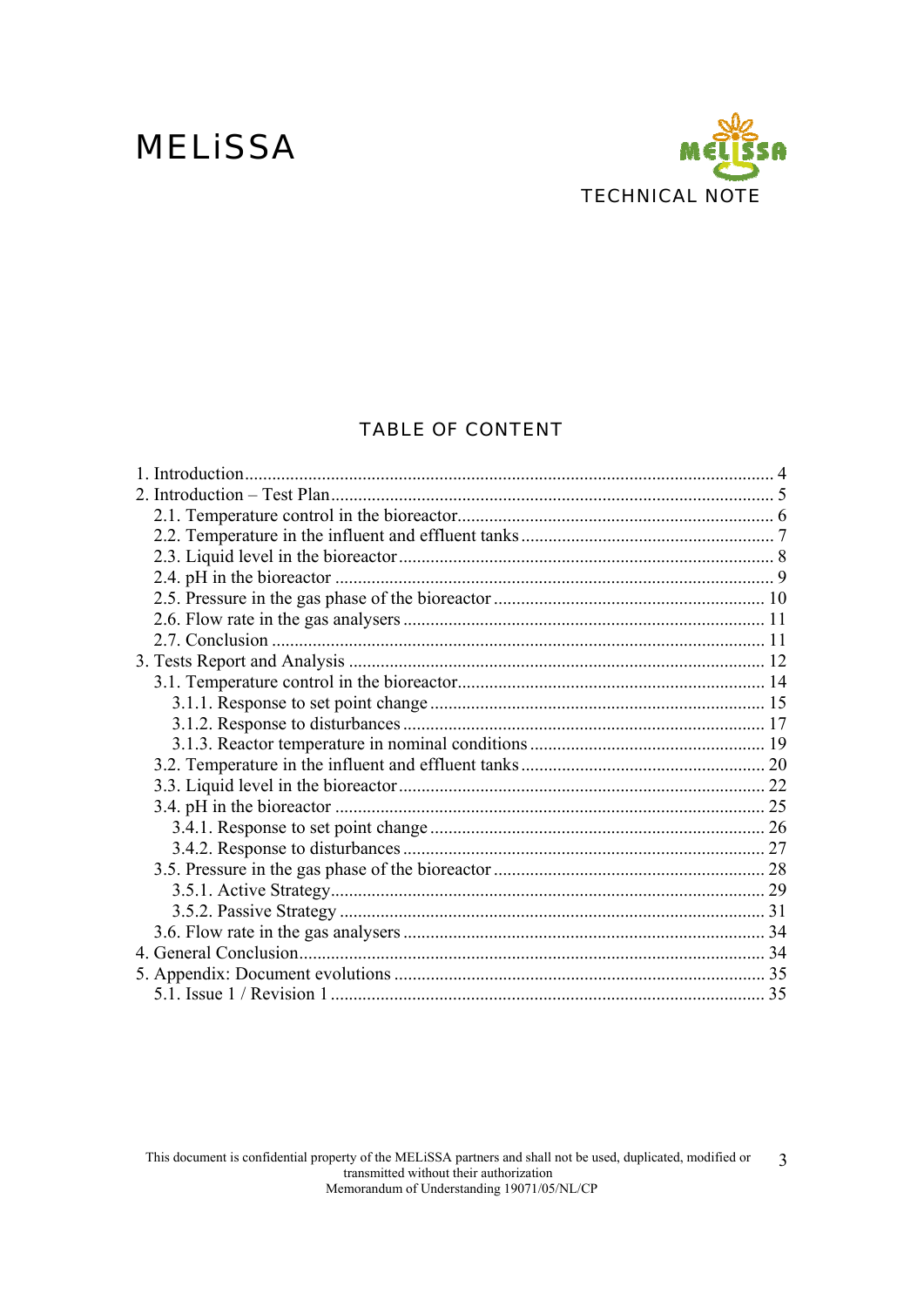# TABLE OF CONTENT

1. Introduction .................................................................................................... 4
2. Introduction – Test Plan ................................................................................. 5
    - 2.1. Temperature control in the bioreactor ..................................................... 6
    - 2.2. Temperature in the influent and effluent tanks ........................................ 7
    - 2.3. Liquid level in the bioreactor .................................................................. 8
    - 2.4. pH in the bioreactor ................................................................................ 9
    - 2.5. Pressure in the gas phase of the bioreactor ........................................... 10
    - 2.6. Flow rate in the gas analysers ............................................................... 11
    - 2.7. Conclusion ............................................................................................ 11
3. Tests Report and Analysis ........................................................................... 12
    - 3.1. Temperature control in the bioreactor ................................................... 14
        - 3.1.1. Response to set point change ......................................................... 15
        - 3.1.2. Response to disturbances ............................................................... 17
        - 3.1.3. Reactor temperature in nominal conditions ................................... 19
    - 3.2. Temperature in the influent and effluent tanks ...................................... 20
    - 3.3. Liquid level in the bioreactor ................................................................ 22
    - 3.4. pH in the bioreactor .............................................................................. 25
        - 3.4.1. Response to set point change ......................................................... 26
        - 3.4.2. Response to disturbances ............................................................... 27
    - 3.5. Pressure in the gas phase of the bioreactor ........................................... 28
        - 3.5.1. Active Strategy ............................................................................... 29
        - 3.5.2. Passive Strategy ............................................................................. 31
    - 3.6. Flow rate in the gas analysers ............................................................... 34
4. General Conclusion ...................................................................................... 34
5. Appendix: Document evolutions ................................................................. 35
    - 5.1. Issue 1 / Revision 1 ............................................................................... 35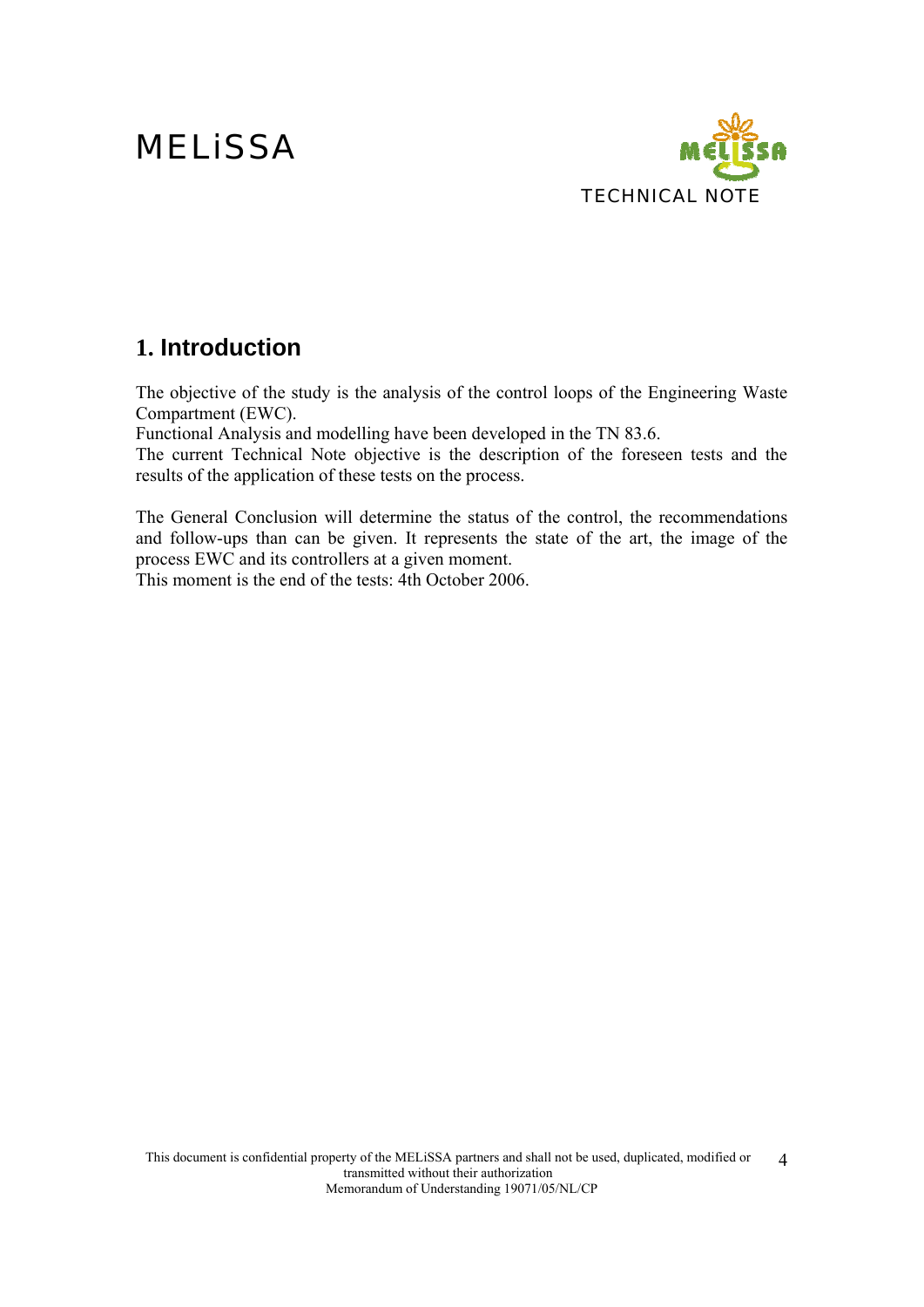# 1. Introduction

The objective of the study is the analysis of the control loops of the Engineering Waste Compartment (EWC).

Functional Analysis and modelling have been developed in the TN 83.6.

The current Technical Note objective is the description of the foreseen tests and the results of the application of these tests on the process.

The General Conclusion will determine the status of the control, the recommendations and follow-ups than can be given. It represents the state of the art, the image of the process EWC and its controllers at a given moment.

This moment is the end of the tests: 4th October 2006.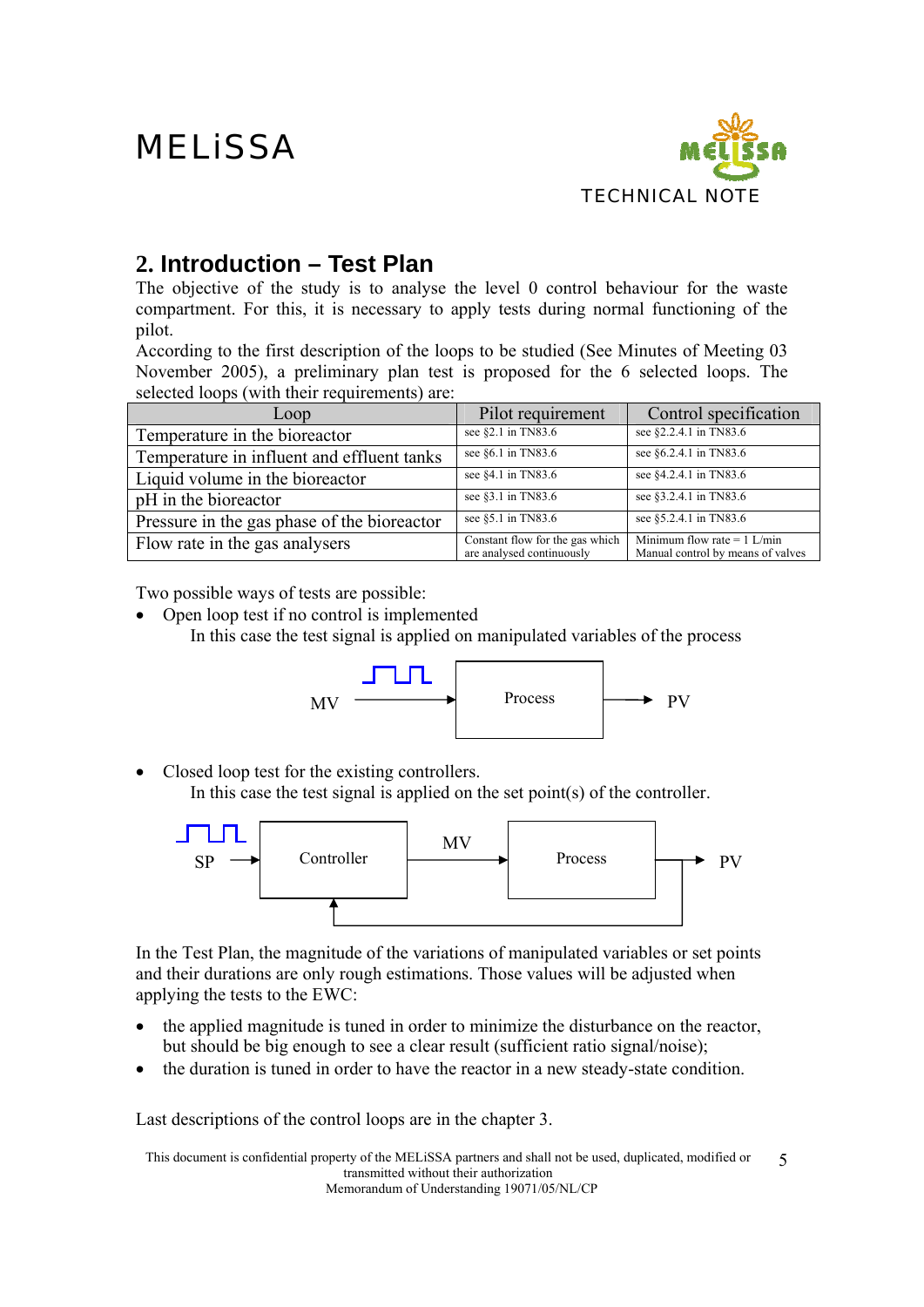## 2. Introduction – Test Plan

The objective of the study is to analyse the level 0 control behaviour for the waste compartment. For this, it is necessary to apply tests during normal functioning of the pilot.

According to the first description of the loops to be studied (See Minutes of Meeting 03 November 2005), a preliminary plan test is proposed for the 6 selected loops. The selected loops (with their requirements) are:

| Loop | Pilot requirement | Control specification |
|---|---|---|
| Temperature in the bioreactor | see §2.1 in TN83.6 | see §2.2.4.1 in TN83.6 |
| Temperature in influent and effluent tanks | see §6.1 in TN83.6 | see §6.2.4.1 in TN83.6 |
| Liquid volume in the bioreactor | see §4.1 in TN83.6 | see §4.2.4.1 in TN83.6 |
| pH in the bioreactor | see §3.1 in TN83.6 | see §3.2.4.1 in TN83.6 |
| Pressure in the gas phase of the bioreactor | see §5.1 in TN83.6 | see §5.2.4.1 in TN83.6 |
| Flow rate in the gas analysers | Constant flow for the gas which are analysed continuously | Minimum flow rate = 1 L/min Manual control by means of valves |

Two possible ways of tests are possible:

- Open loop test if no control is implemented

  In this case the test signal is applied on manipulated variables of the process

  MV → Process → PV

- Closed loop test for the existing controllers.

  In this case the test signal is applied on the set point(s) of the controller.

  SP → Controller → MV → Process → PV (feedback from PV to Controller)

In the Test Plan, the magnitude of the variations of manipulated variables or set points and their durations are only rough estimations. Those values will be adjusted when applying the tests to the EWC:

- the applied magnitude is tuned in order to minimize the disturbance on the reactor, but should be big enough to see a clear result (sufficient ratio signal/noise);
- the duration is tuned in order to have the reactor in a new steady-state condition.

Last descriptions of the control loops are in the chapter 3.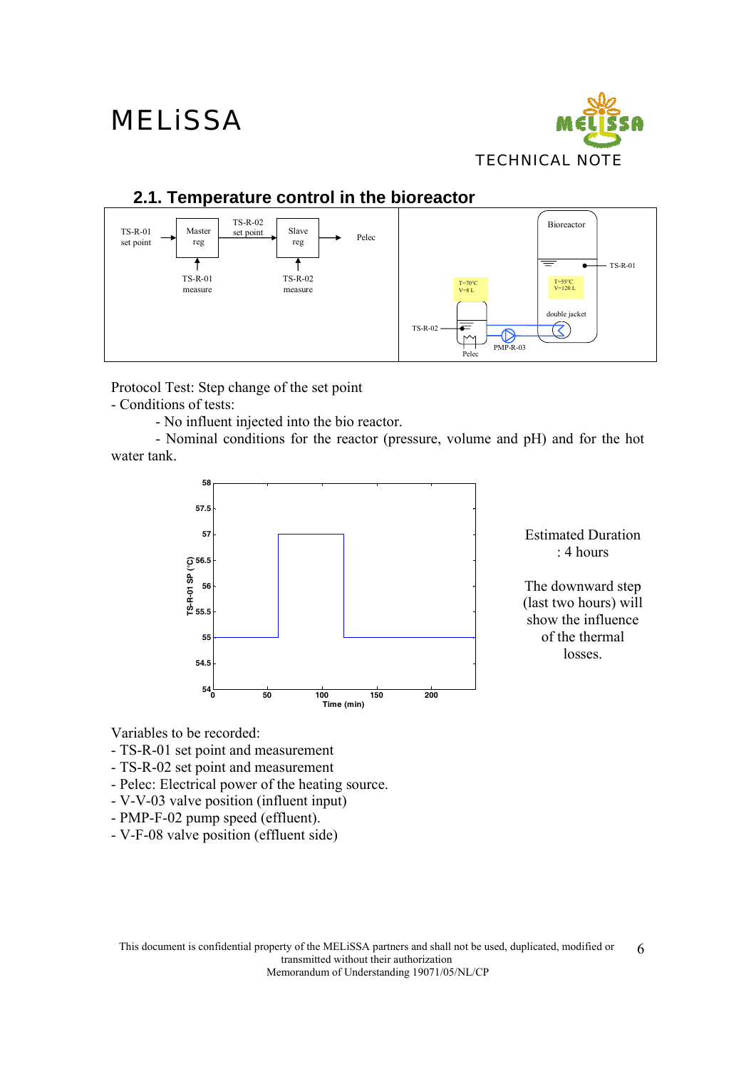## 2.1. Temperature control in the bioreactor

Protocol Test: Step change of the set point

- Conditions of tests:
  - No influent injected into the bio reactor.
  - Nominal conditions for the reactor (pressure, volume and pH) and for the hot water tank.

Estimated Duration : 4 hours

The downward step (last two hours) will show the influence of the thermal losses.

Variables to be recorded:

- TS-R-01 set point and measurement
- TS-R-02 set point and measurement
- Pelec: Electrical power of the heating source.
- V-V-03 valve position (influent input)
- PMP-F-02 pump speed (effluent).
- V-F-08 valve position (effluent side)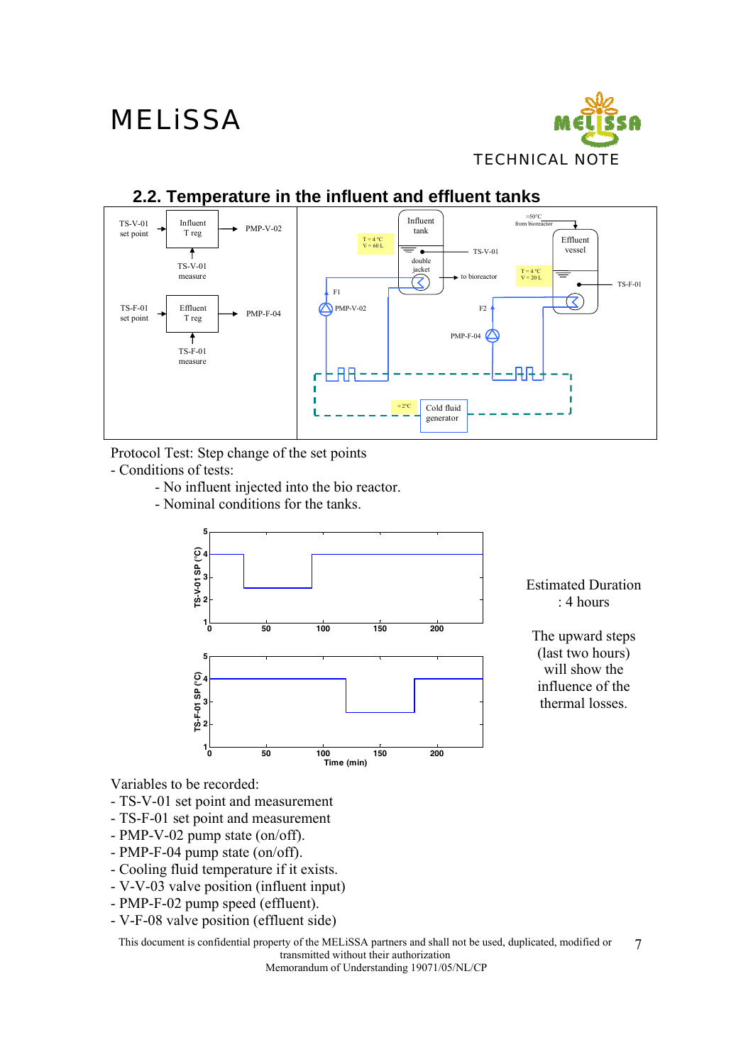## 2.2. Temperature in the influent and effluent tanks

Protocol Test: Step change of the set points

- Conditions of tests:
  - No influent injected into the bio reactor.
  - Nominal conditions for the tanks.

Estimated Duration : 4 hours

The upward steps (last two hours) will show the influence of the thermal losses.

Variables to be recorded:

- TS-V-01 set point and measurement
- TS-F-01 set point and measurement
- PMP-V-02 pump state (on/off).
- PMP-F-04 pump state (on/off).
- Cooling fluid temperature if it exists.
- V-V-03 valve position (influent input)
- PMP-F-02 pump speed (effluent).
- V-F-08 valve position (effluent side)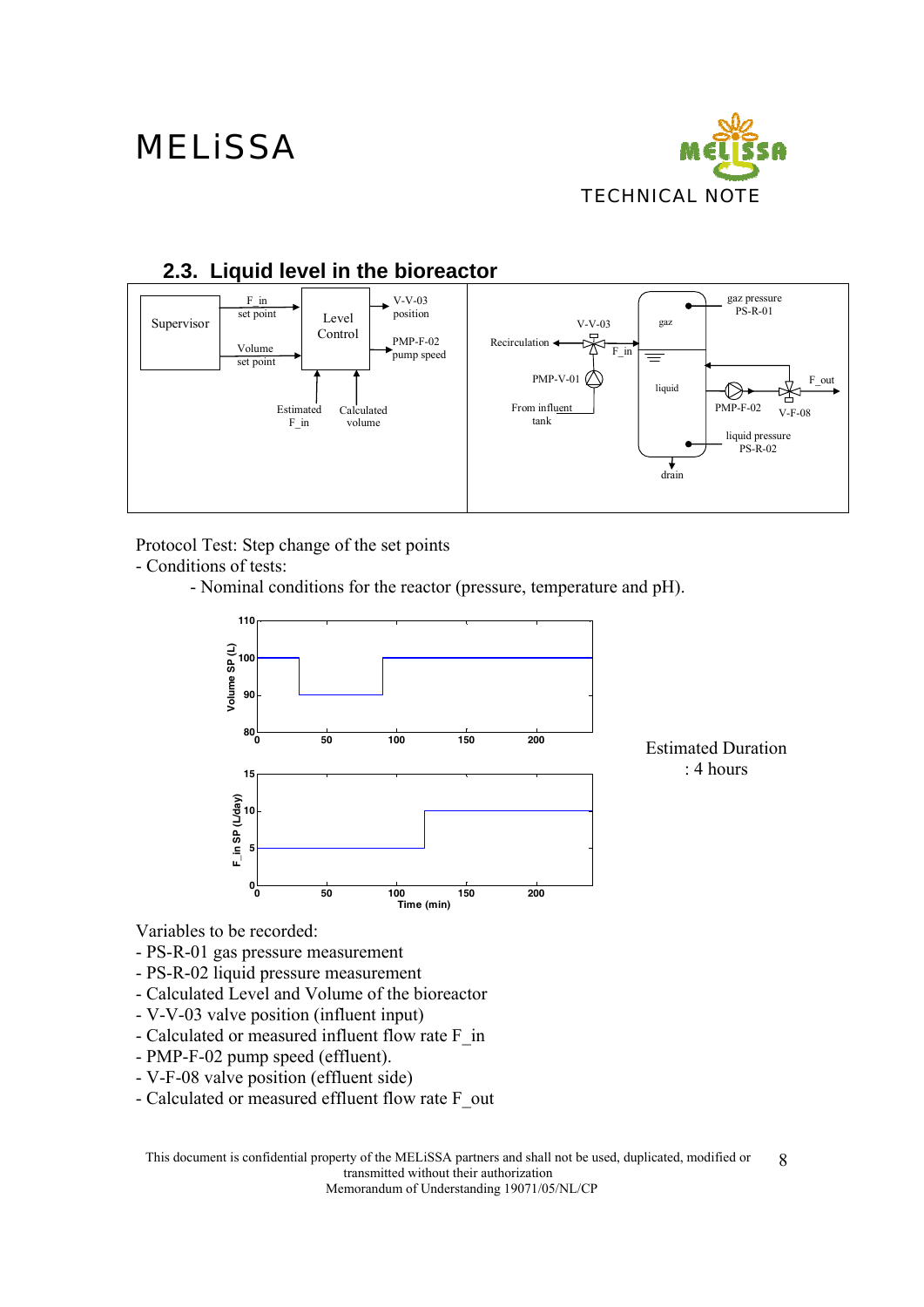## 2.3. Liquid level in the bioreactor

Protocol Test: Step change of the set points

- Conditions of tests:
  - Nominal conditions for the reactor (pressure, temperature and pH).

Estimated Duration : 4 hours

Variables to be recorded:

- PS-R-01 gas pressure measurement
- PS-R-02 liquid pressure measurement
- Calculated Level and Volume of the bioreactor
- V-V-03 valve position (influent input)
- Calculated or measured influent flow rate F_in
- PMP-F-02 pump speed (effluent).
- V-F-08 valve position (effluent side)
- Calculated or measured effluent flow rate F_out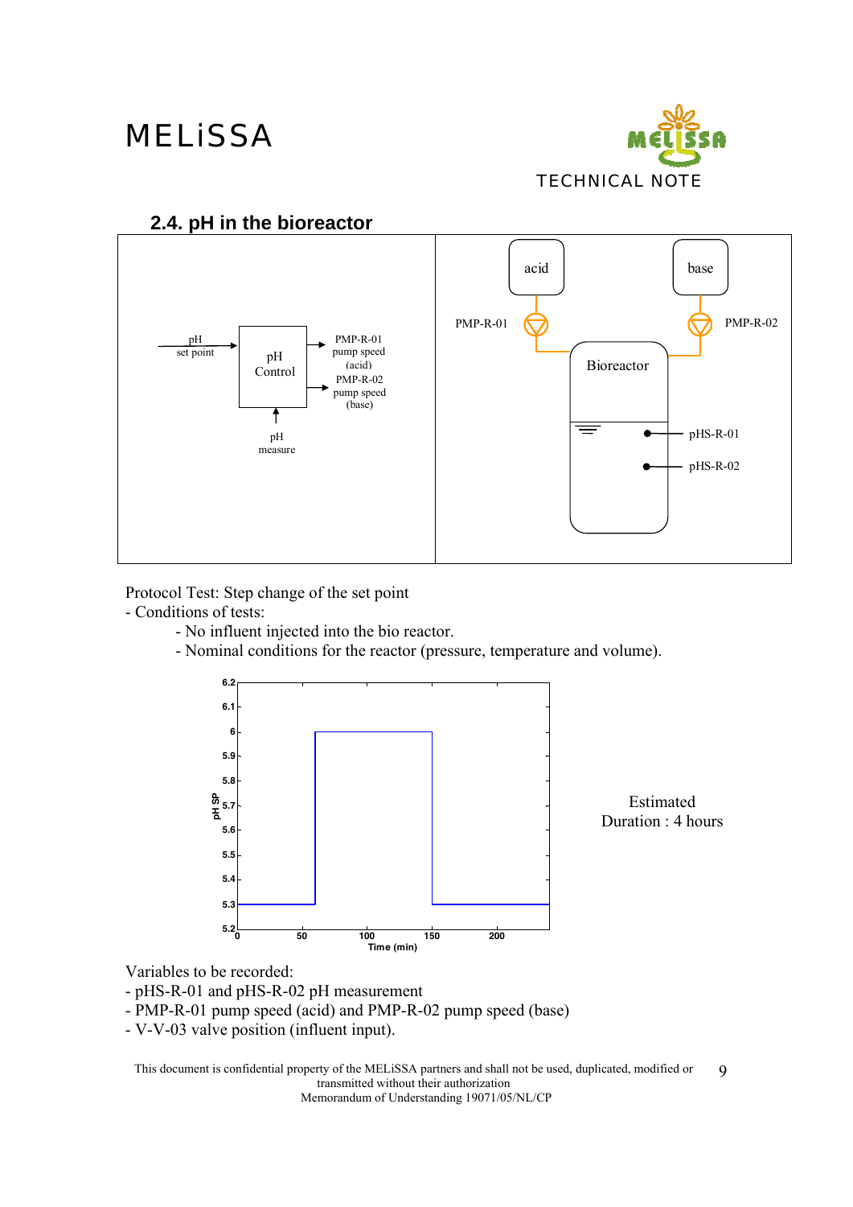## 2.4. pH in the bioreactor

Protocol Test: Step change of the set point

- Conditions of tests:
  - No influent injected into the bio reactor.
  - Nominal conditions for the reactor (pressure, temperature and volume).

Estimated Duration : 4 hours

Variables to be recorded:

- pHS-R-01 and pHS-R-02 pH measurement
- PMP-R-01 pump speed (acid) and PMP-R-02 pump speed (base)
- V-V-03 valve position (influent input).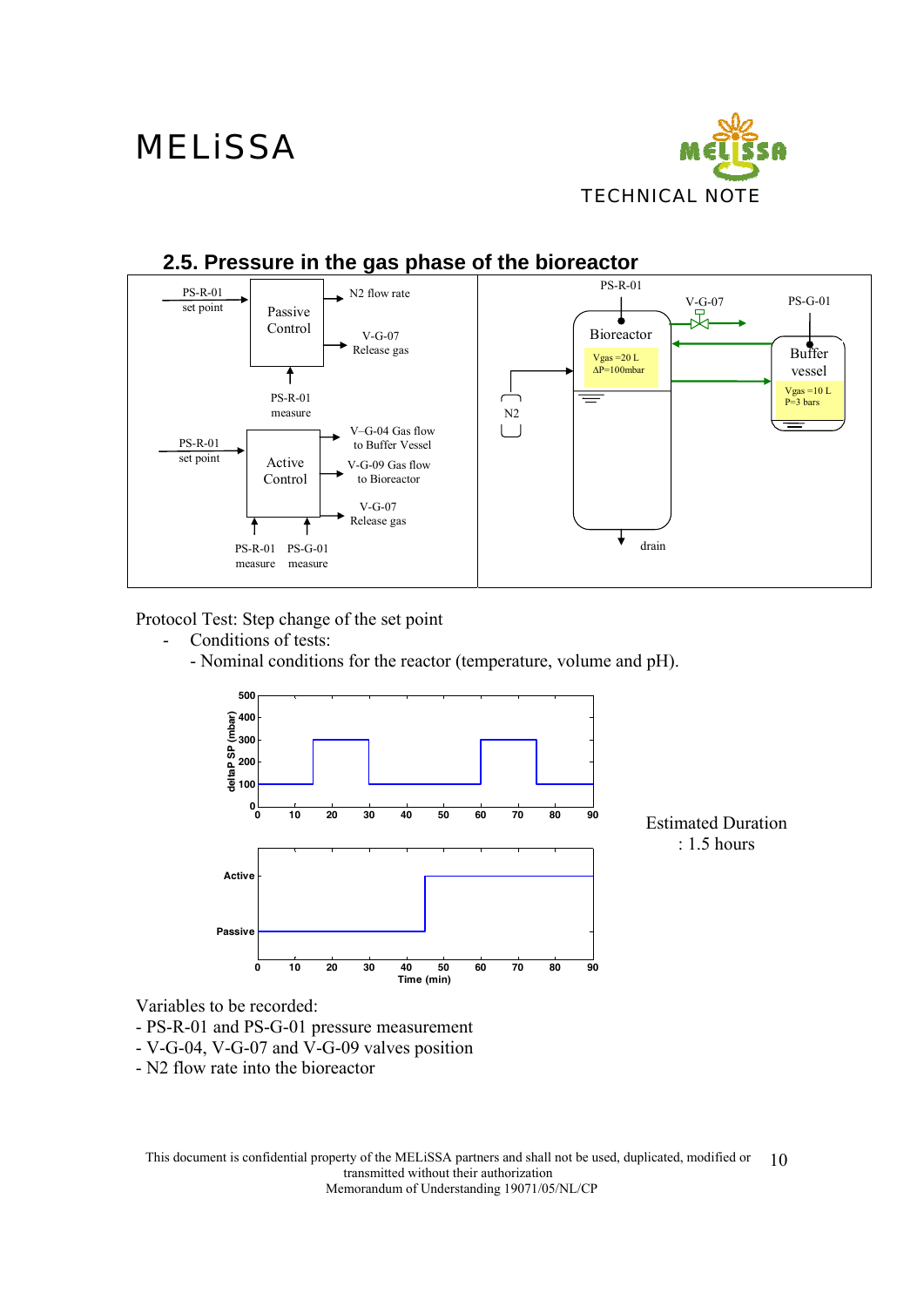## 2.5. Pressure in the gas phase of the bioreactor

PS-R-01 set point → Passive Control → N2 flow rate; V-G-07 Release gas

PS-R-01 measure

PS-R-01 set point → Active Control → V–G-04 Gas flow to Buffer Vessel; V-G-09 Gas flow to Bioreactor; V-G-07 Release gas

PS-R-01 measure, PS-G-01 measure

PS-R-01, V-G-07, PS-G-01, Bioreactor (Vgas =20 L, ΔP=100mbar), Buffer vessel (Vgas =10 L, P=3 bars), N2, drain

Protocol Test: Step change of the set point

- Conditions of tests:
  - Nominal conditions for the reactor (temperature, volume and pH).

deltaP SP (mbar): 0, 100, 200, 300, 400, 500

Active / Passive

Time (min): 0, 10, 20, 30, 40, 50, 60, 70, 80, 90

Estimated Duration : 1.5 hours

Variables to be recorded:
- PS-R-01 and PS-G-01 pressure measurement
- V-G-04, V-G-07 and V-G-09 valves position
- N2 flow rate into the bioreactor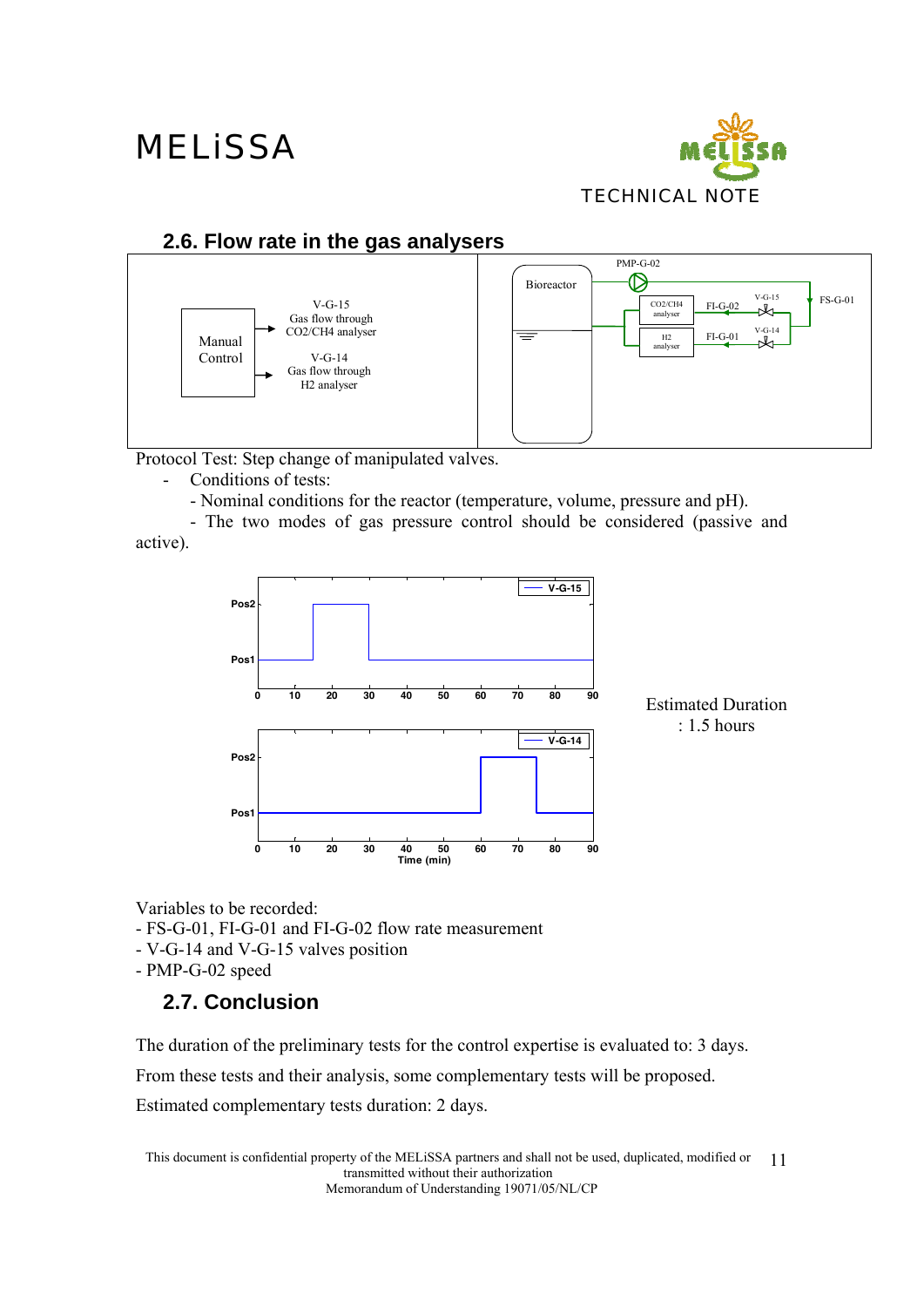## 2.6. Flow rate in the gas analysers

Manual Control

V-G-15
Gas flow through
CO2/CH4 analyser

V-G-14
Gas flow through
H2 analyser

Protocol Test: Step change of manipulated valves.

- Conditions of tests:
  - Nominal conditions for the reactor (temperature, volume, pressure and pH).
  - The two modes of gas pressure control should be considered (passive and active).

Estimated Duration : 1.5 hours

Variables to be recorded:
- FS-G-01, FI-G-01 and FI-G-02 flow rate measurement
- V-G-14 and V-G-15 valves position
- PMP-G-02 speed

## 2.7. Conclusion

The duration of the preliminary tests for the control expertise is evaluated to: 3 days.

From these tests and their analysis, some complementary tests will be proposed.

Estimated complementary tests duration: 2 days.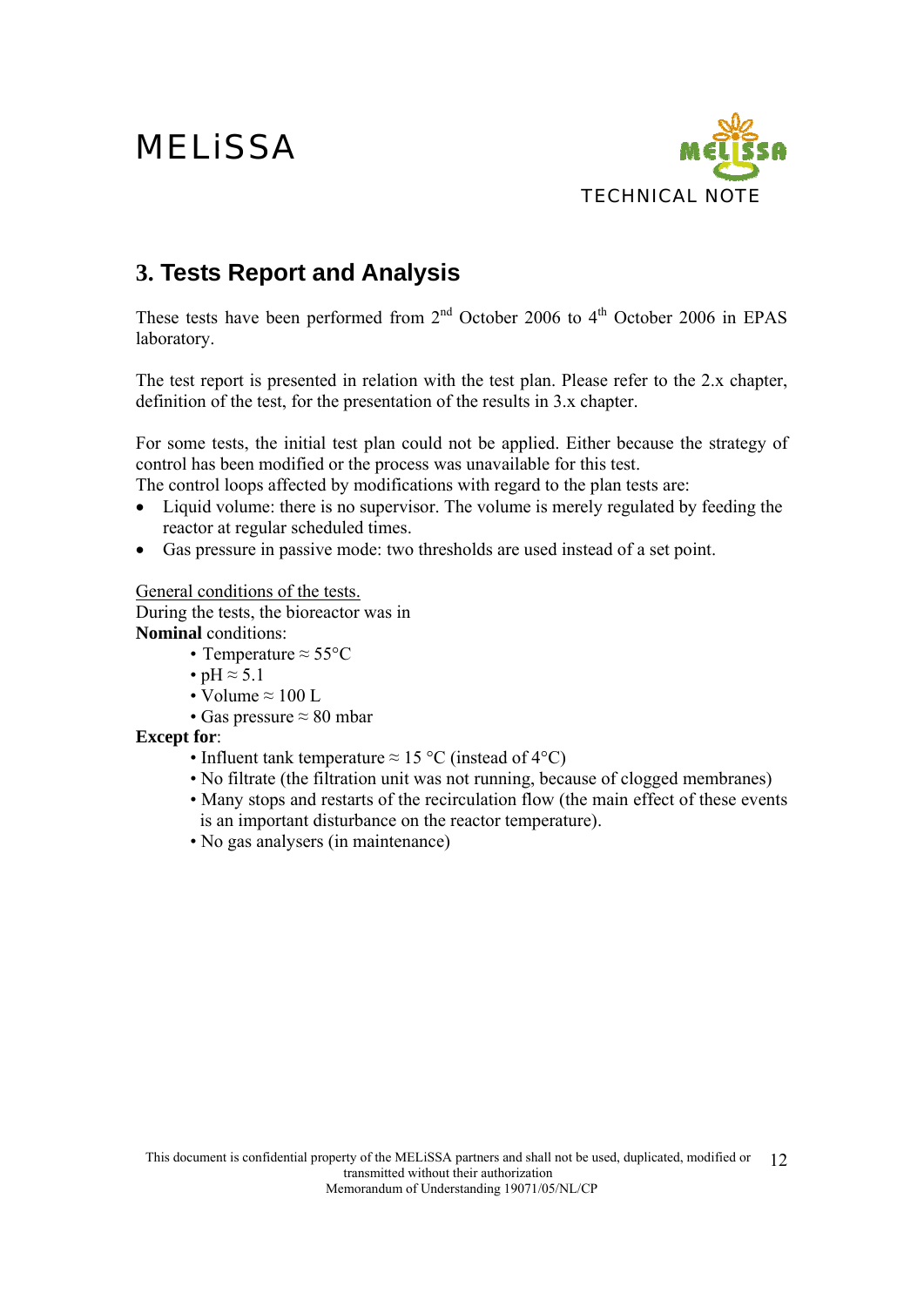## 3. Tests Report and Analysis

These tests have been performed from 2nd October 2006 to 4th October 2006 in EPAS laboratory.

The test report is presented in relation with the test plan. Please refer to the 2.x chapter, definition of the test, for the presentation of the results in 3.x chapter.

For some tests, the initial test plan could not be applied. Either because the strategy of control has been modified or the process was unavailable for this test.
The control loops affected by modifications with regard to the plan tests are:

- Liquid volume: there is no supervisor. The volume is merely regulated by feeding the reactor at regular scheduled times.
- Gas pressure in passive mode: two thresholds are used instead of a set point.

General conditions of the tests.
During the tests, the bioreactor was in
**Nominal** conditions:

- Temperature ≈ 55°C
- pH ≈ 5.1
- Volume ≈ 100 L
- Gas pressure ≈ 80 mbar

**Except for**:

- Influent tank temperature ≈ 15 °C (instead of 4°C)
- No filtrate (the filtration unit was not running, because of clogged membranes)
- Many stops and restarts of the recirculation flow (the main effect of these events is an important disturbance on the reactor temperature).
- No gas analysers (in maintenance)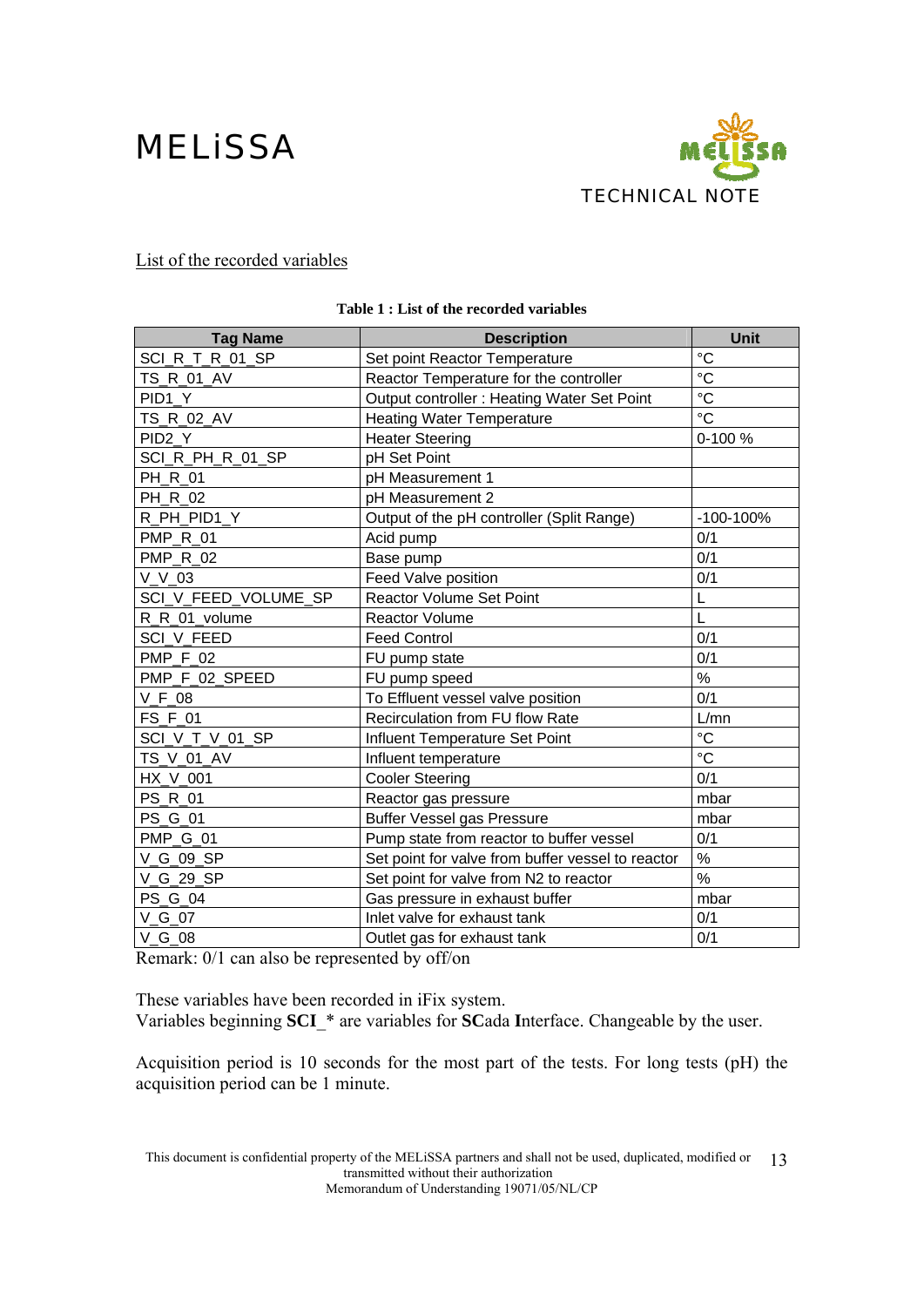List of the recorded variables

**Table 1 : List of the recorded variables**

| Tag Name | Description | Unit |
|---|---|---|
| SCI_R_T_R_01_SP | Set point Reactor Temperature | °C |
| TS_R_01_AV | Reactor Temperature for the controller | °C |
| PID1_Y | Output controller : Heating Water Set Point | °C |
| TS_R_02_AV | Heating Water Temperature | °C |
| PID2_Y | Heater Steering | 0-100 % |
| SCI_R_PH_R_01_SP | pH Set Point | |
| PH_R_01 | pH Measurement 1 | |
| PH_R_02 | pH Measurement 2 | |
| R_PH_PID1_Y | Output of the pH controller (Split Range) | -100-100% |
| PMP_R_01 | Acid pump | 0/1 |
| PMP_R_02 | Base pump | 0/1 |
| V_V_03 | Feed Valve position | 0/1 |
| SCI_V_FEED_VOLUME_SP | Reactor Volume Set Point | L |
| R_R_01_volume | Reactor Volume | L |
| SCI_V_FEED | Feed Control | 0/1 |
| PMP_F_02 | FU pump state | 0/1 |
| PMP_F_02_SPEED | FU pump speed | % |
| V_F_08 | To Effluent vessel valve position | 0/1 |
| FS_F_01 | Recirculation from FU flow Rate | L/mn |
| SCI_V_T_V_01_SP | Influent Temperature Set Point | °C |
| TS_V_01_AV | Influent temperature | °C |
| HX_V_001 | Cooler Steering | 0/1 |
| PS_R_01 | Reactor gas pressure | mbar |
| PS_G_01 | Buffer Vessel gas Pressure | mbar |
| PMP_G_01 | Pump state from reactor to buffer vessel | 0/1 |
| V_G_09_SP | Set point for valve from buffer vessel to reactor | % |
| V_G_29_SP | Set point for valve from N2 to reactor | % |
| PS_G_04 | Gas pressure in exhaust buffer | mbar |
| V_G_07 | Inlet valve for exhaust tank | 0/1 |
| V_G_08 | Outlet gas for exhaust tank | 0/1 |

Remark: 0/1 can also be represented by off/on

These variables have been recorded in iFix system.
Variables beginning **SCI**_* are variables for **SC**ada **I**nterface. Changeable by the user.

Acquisition period is 10 seconds for the most part of the tests. For long tests (pH) the acquisition period can be 1 minute.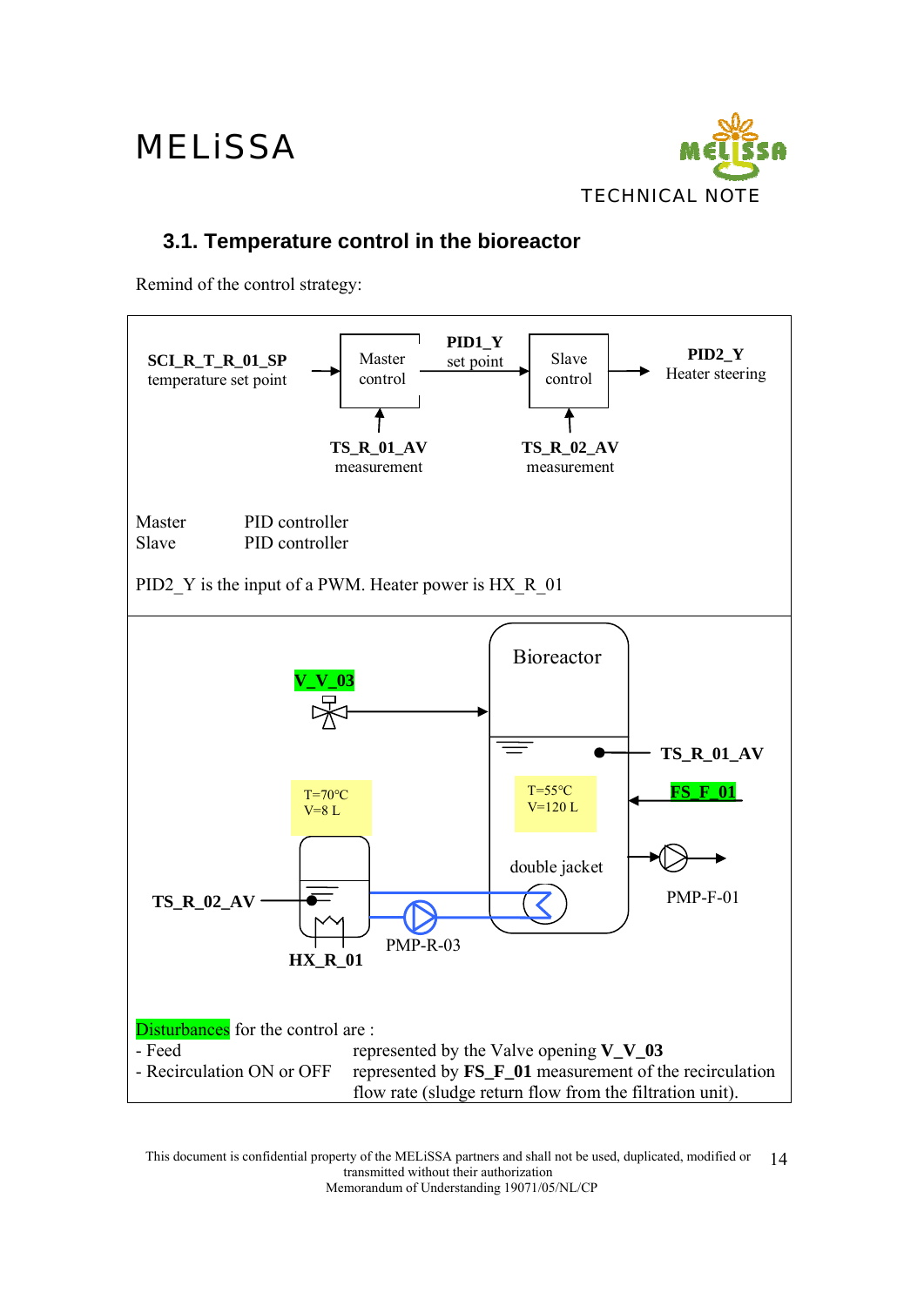## 3.1. Temperature control in the bioreactor

Remind of the control strategy:

**SCI_R_T_R_01_SP** temperature set point → Master control → **PID1_Y** set point → Slave control → **PID2_Y** Heater steering

**TS_R_01_AV** measurement (Master control)

**TS_R_02_AV** measurement (Slave control)

Master PID controller
Slave PID controller

PID2_Y is the input of a PWM. Heater power is HX_R_01

**V_V_03**

Bioreactor

**TS_R_01_AV**

T=70°C
V=8 L

T=55°C
V=120 L

**FS_F_01**

double jacket

PMP-F-01

**TS_R_02_AV**

PMP-R-03

**HX_R_01**

Disturbances for the control are :

- Feed represented by the Valve opening **V_V_03**
- Recirculation ON or OFF represented by **FS_F_01** measurement of the recirculation flow rate (sludge return flow from the filtration unit).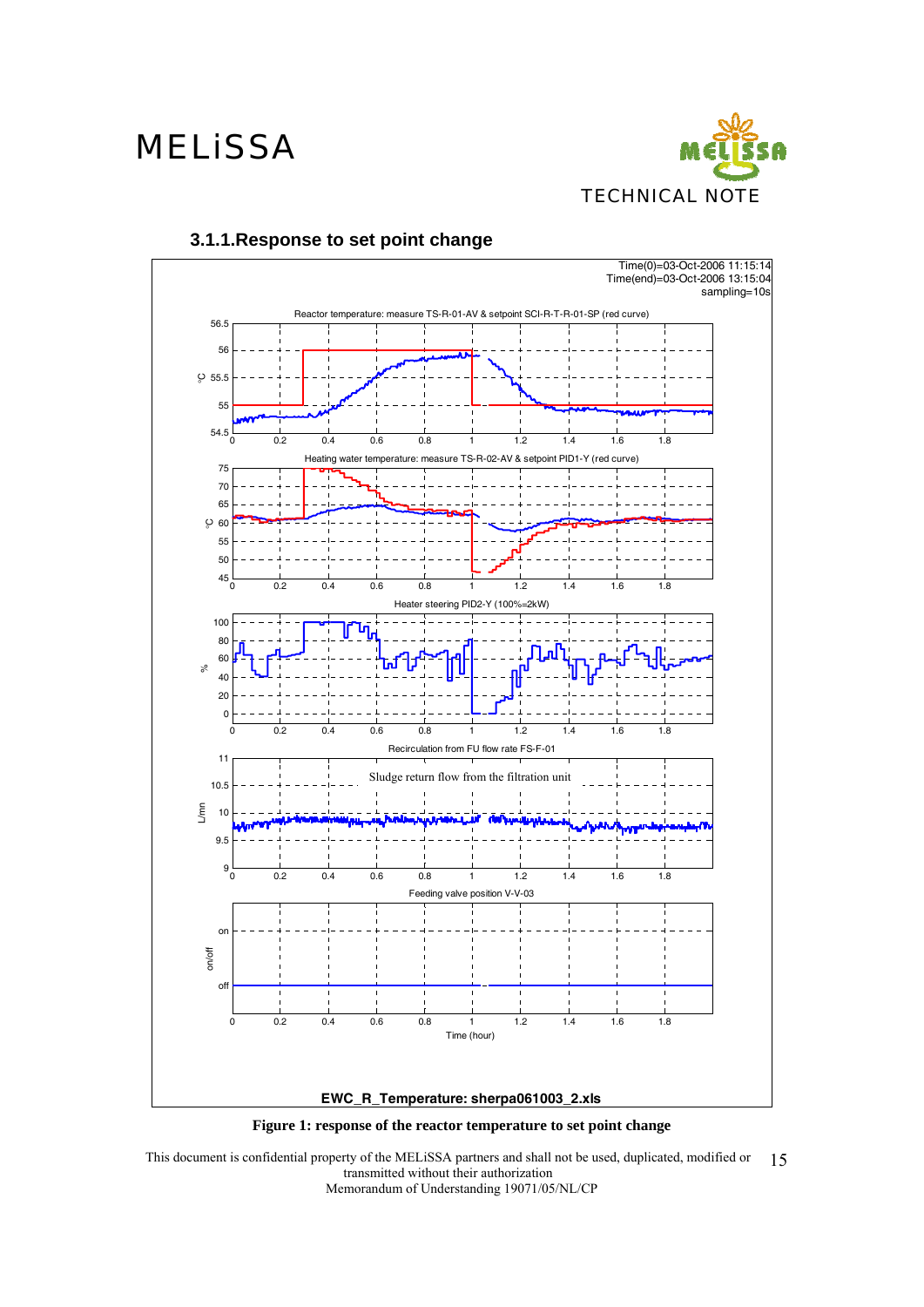### 3.1.1. Response to set point change

Figure 1: response of the reactor temperature to set point change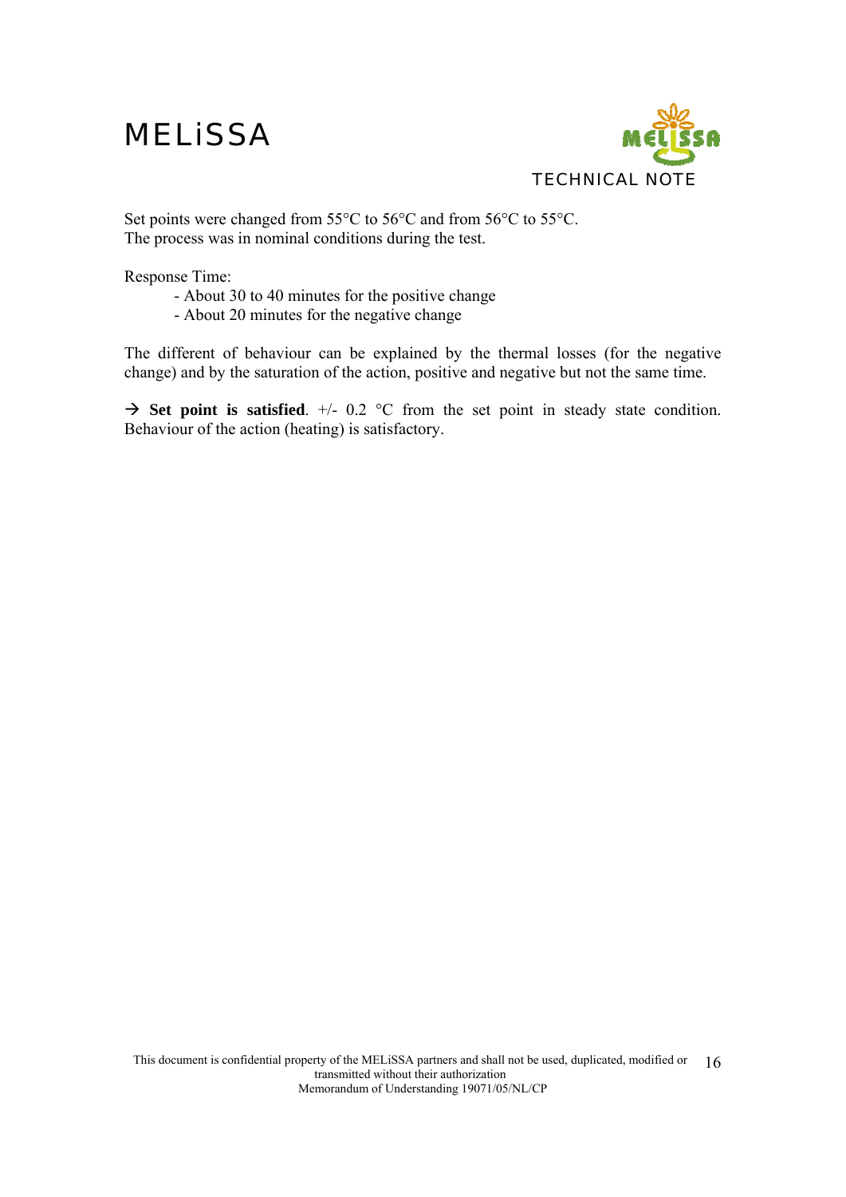Set points were changed from 55°C to 56°C and from 56°C to 55°C.
The process was in nominal conditions during the test.

Response Time:

- About 30 to 40 minutes for the positive change
- About 20 minutes for the negative change

The different of behaviour can be explained by the thermal losses (for the negative change) and by the saturation of the action, positive and negative but not the same time.

→ **Set point is satisfied**. +/- 0.2 °C from the set point in steady state condition. Behaviour of the action (heating) is satisfactory.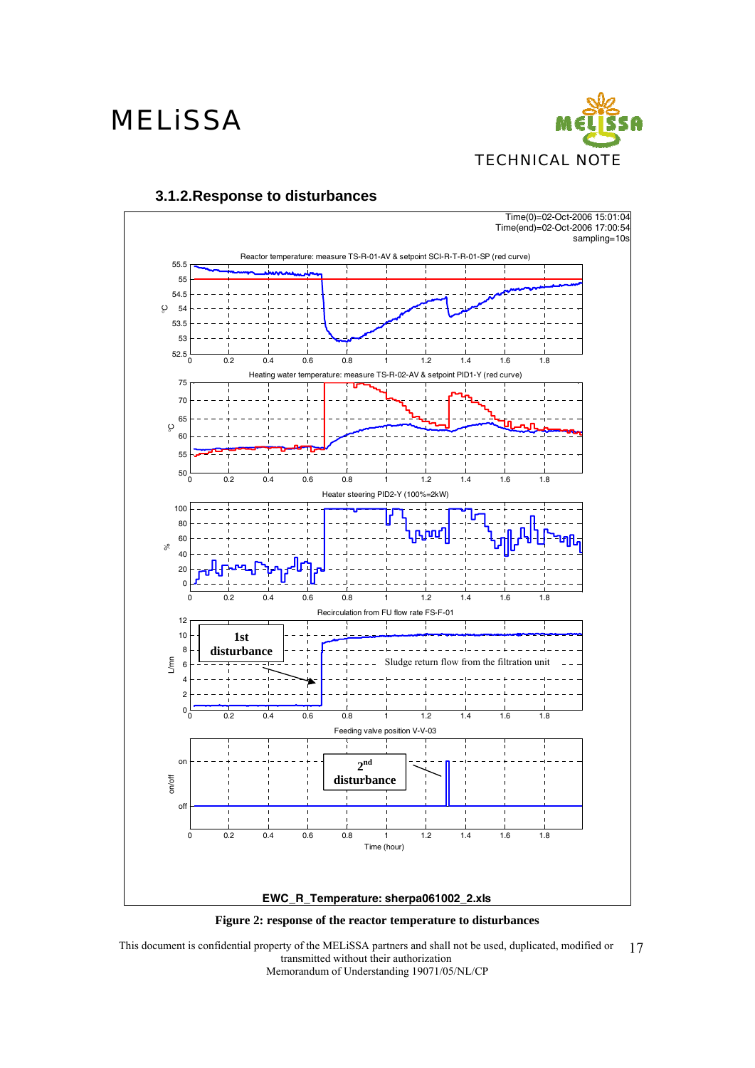### 3.1.2. Response to disturbances

Figure 2: response of the reactor temperature to disturbances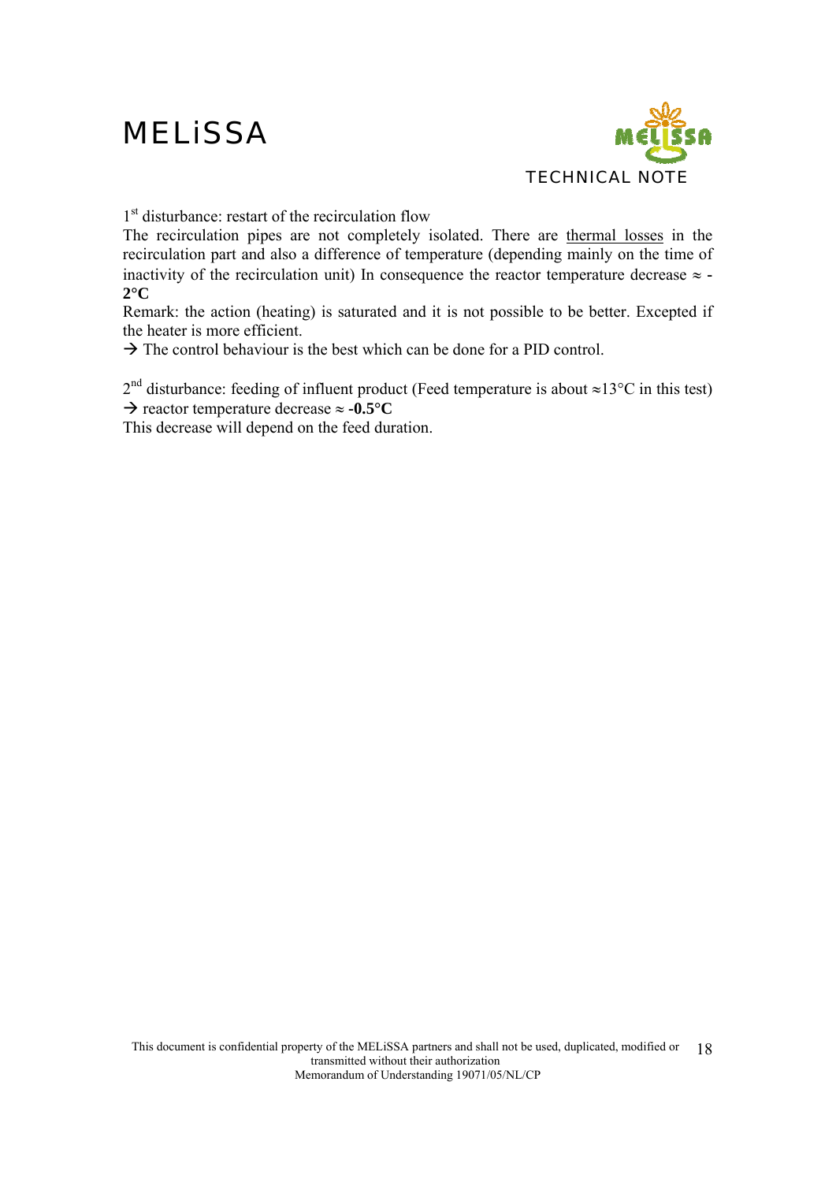1st disturbance: restart of the recirculation flow

The recirculation pipes are not completely isolated. There are <u>thermal losses</u> in the recirculation part and also a difference of temperature (depending mainly on the time of inactivity of the recirculation unit) In consequence the reactor temperature decrease ≈ **-2°C**

Remark: the action (heating) is saturated and it is not possible to be better. Excepted if the heater is more efficient.

→ The control behaviour is the best which can be done for a PID control.

2nd disturbance: feeding of influent product (Feed temperature is about ≈13°C in this test)

→ reactor temperature decrease ≈ **-0.5°C**

This decrease will depend on the feed duration.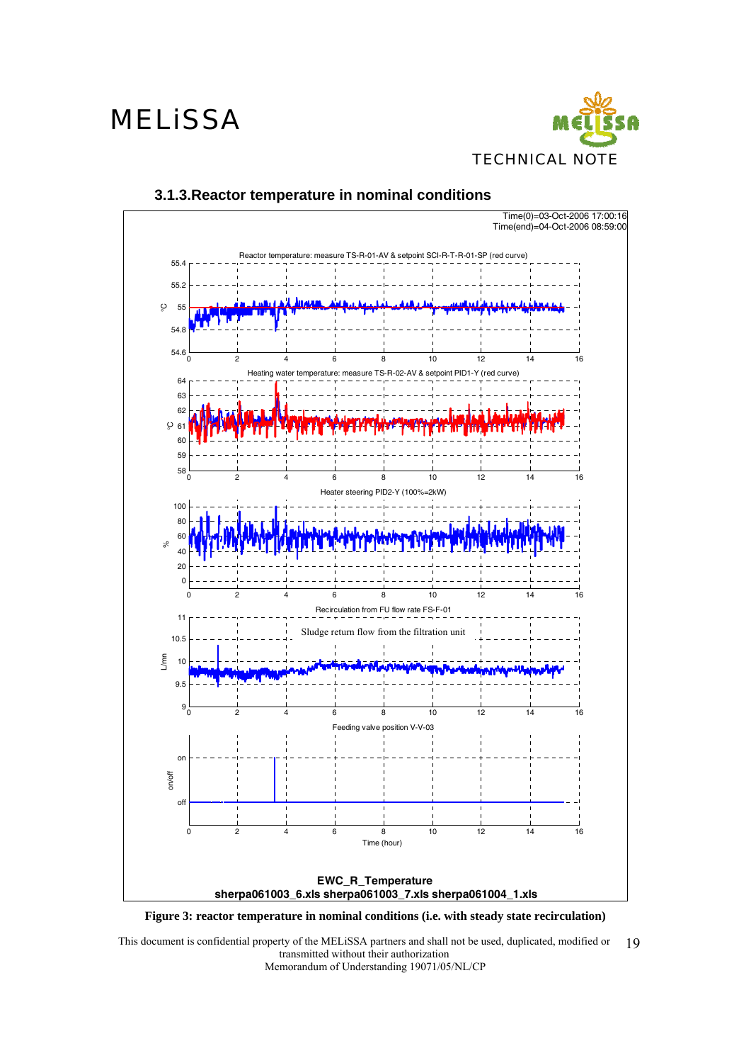### 3.1.3. Reactor temperature in nominal conditions

Time(0)=03-Oct-2006 17:00:16
Time(end)=04-Oct-2006 08:59:00

Reactor temperature: measure TS-R-01-AV & setpoint SCI-R-T-R-01-SP (red curve)

Heating water temperature: measure TS-R-02-AV & setpoint PID1-Y (red curve)

Heater steering PID2-Y (100%=2kW)

Recirculation from FU flow rate FS-F-01

Sludge return flow from the filtration unit

Feeding valve position V-V-03

Time (hour)

**EWC_R_Temperature**
**sherpa061003_6.xls sherpa061003_7.xls sherpa061004_1.xls**

**Figure 3: reactor temperature in nominal conditions (i.e. with steady state recirculation)**

This document is confidential property of the MELiSSA partners and shall not be used, duplicated, modified or transmitted without their authorization
Memorandum of Understanding 19071/05/NL/CP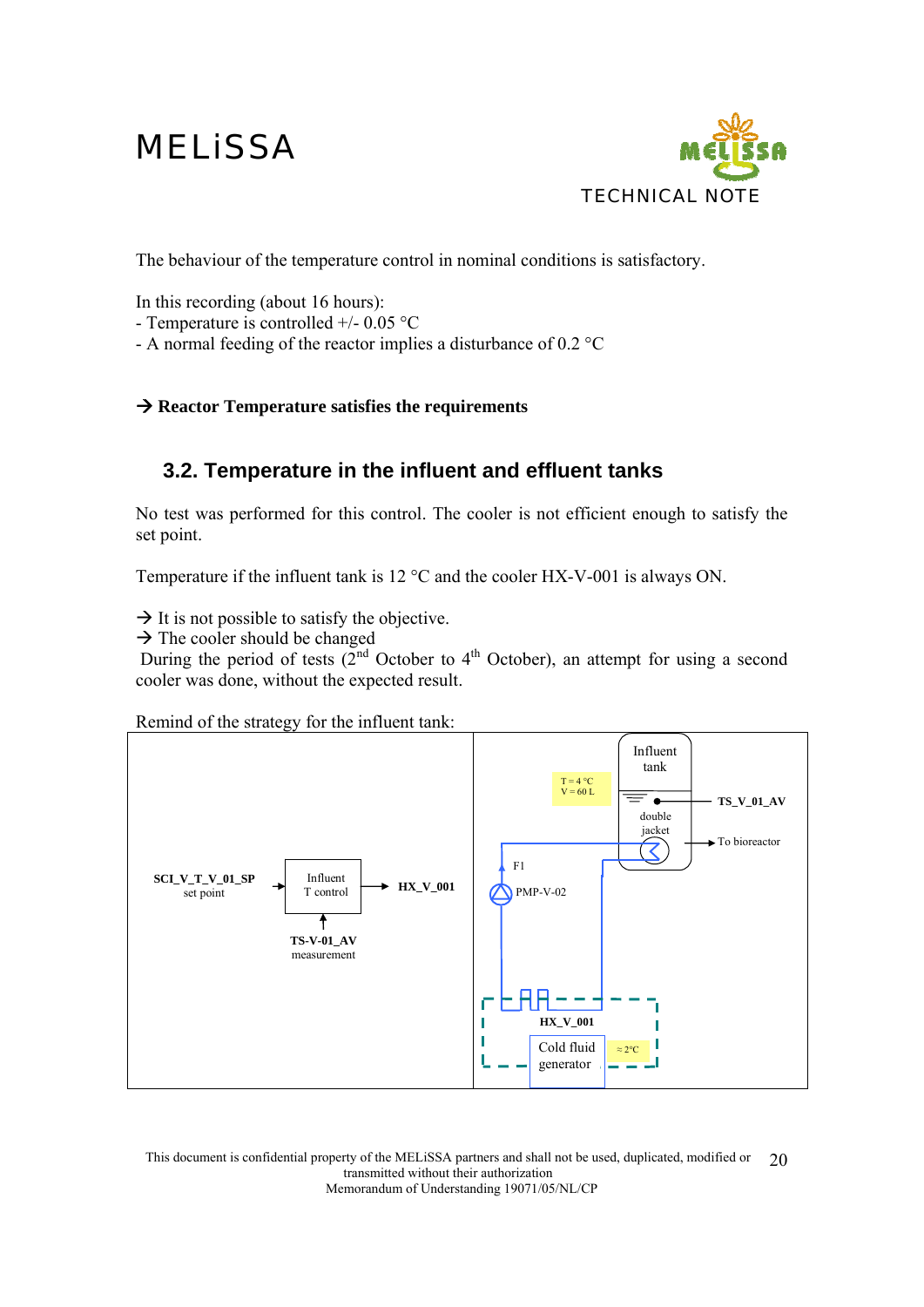The behaviour of the temperature control in nominal conditions is satisfactory.

In this recording (about 16 hours):
- Temperature is controlled +/- 0.05 °C
- A normal feeding of the reactor implies a disturbance of 0.2 °C

→ **Reactor Temperature satisfies the requirements**

## 3.2. Temperature in the influent and effluent tanks

No test was performed for this control. The cooler is not efficient enough to satisfy the set point.

Temperature if the influent tank is 12 °C and the cooler HX-V-001 is always ON.

→ It is not possible to satisfy the objective.
→ The cooler should be changed
During the period of tests (2nd October to 4th October), an attempt for using a second cooler was done, without the expected result.

Remind of the strategy for the influent tank:

SCI_V_T_V_01_SP set point → Influent T control → HX_V_001

TS-V-01_AV measurement

Influent tank

T = 4 °C
V = 60 L

TS_V_01_AV

double jacket

To bioreactor

F1

PMP-V-02

HX_V_001

Cold fluid generator

≈ 2°C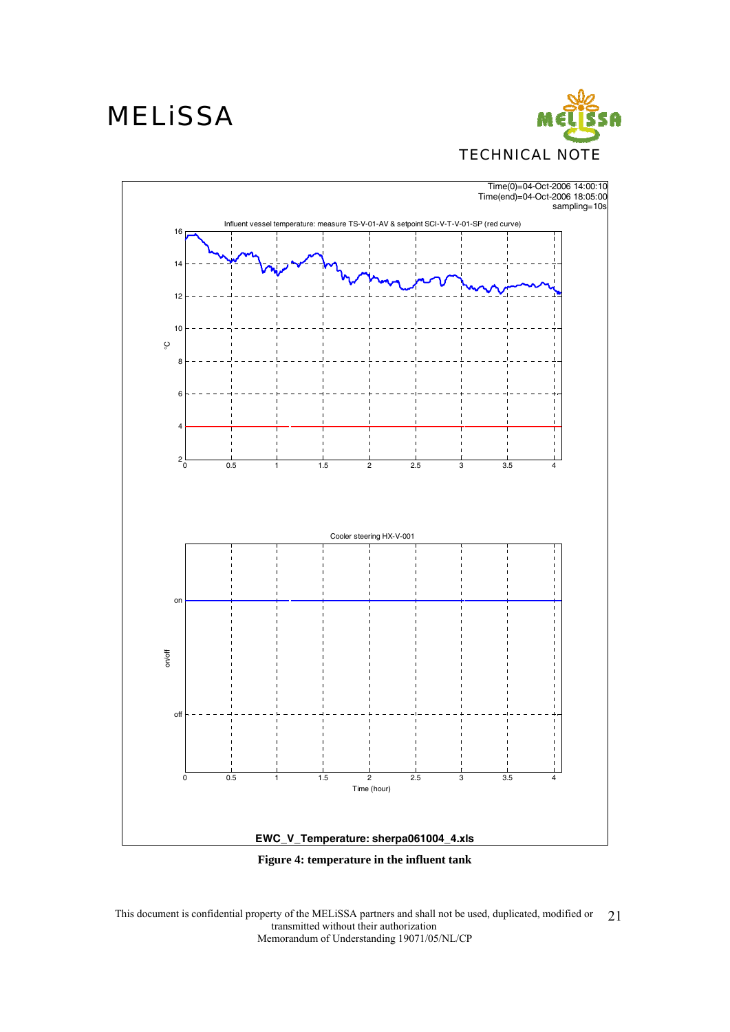Time(0)=04-Oct-2006 14:00:10
Time(end)=04-Oct-2006 18:05:00
sampling=10s

Influent vessel temperature: measure TS-V-01-AV & setpoint SCI-V-T-V-01-SP (red curve)

Cooler steering HX-V-001

EWC_V_Temperature: sherpa061004_4.xls

**Figure 4: temperature in the influent tank**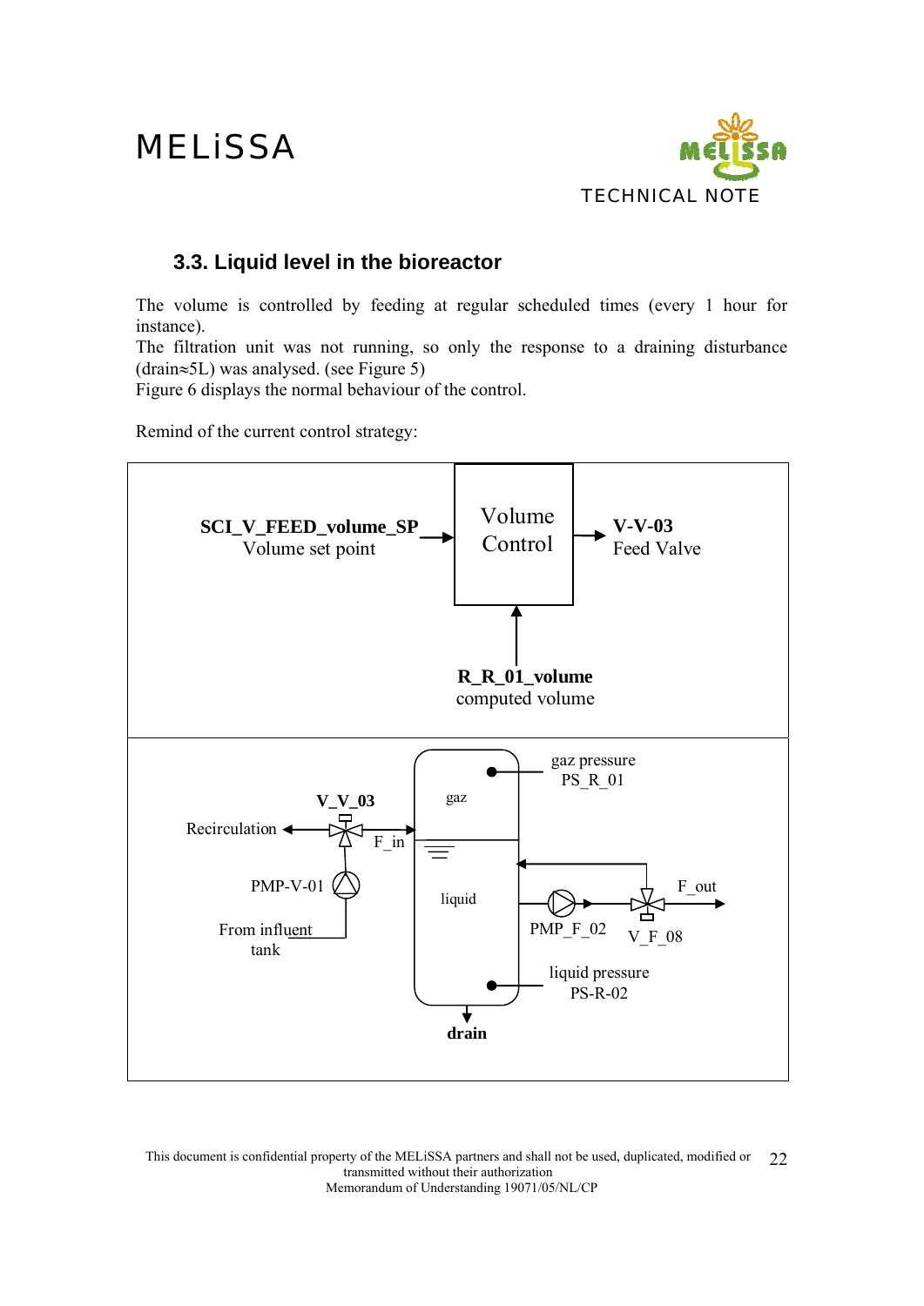### 3.3. Liquid level in the bioreactor

The volume is controlled by feeding at regular scheduled times (every 1 hour for instance).
The filtration unit was not running, so only the response to a draining disturbance (drain≈5L) was analysed. (see Figure 5)
Figure 6 displays the normal behaviour of the control.

Remind of the current control strategy:

**SCI_V_FEED_volume_SP**
Volume set point

Volume Control

**V-V-03**
Feed Valve

**R_R_01_volume**
computed volume

gaz pressure
PS_R_01

**V_V_03**

gaz

Recirculation

F_in

liquid

PMP-V-01

F_out

From influent tank

PMP_F_02

V_F_08

liquid pressure
PS-R-02

**drain**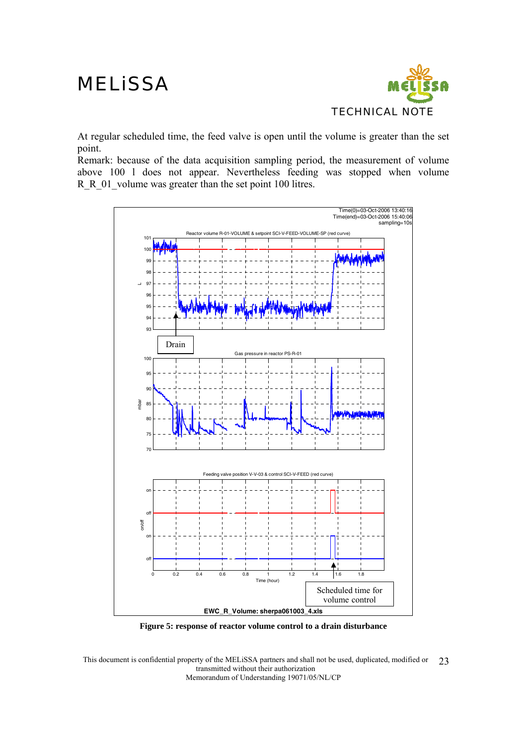At regular scheduled time, the feed valve is open until the volume is greater than the set point.

Remark: because of the data acquisition sampling period, the measurement of volume above 100 l does not appear. Nevertheless feeding was stopped when volume R_R_01_volume was greater than the set point 100 litres.

**Figure 5: response of reactor volume control to a drain disturbance**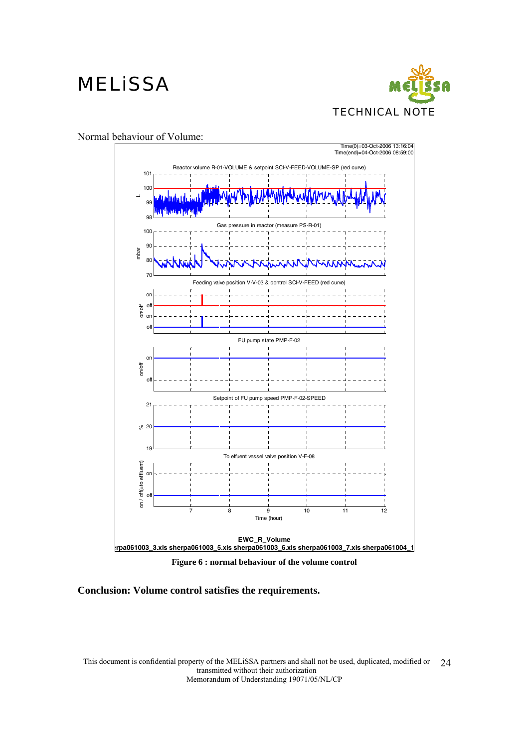Normal behaviour of Volume:

**Figure 6 : normal behaviour of the volume control**

**Conclusion: Volume control satisfies the requirements.**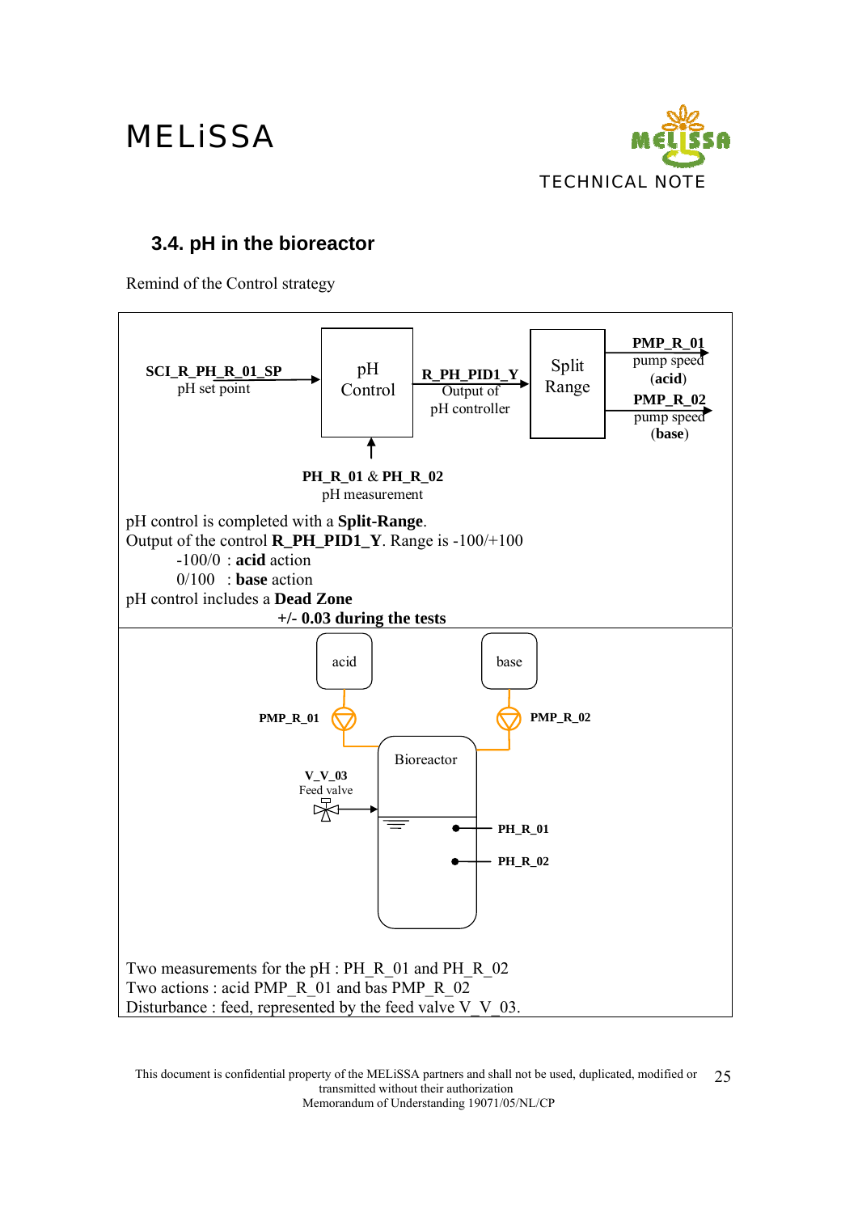## 3.4. pH in the bioreactor

Remind of the Control strategy

**SCI_R_PH_R_01_SP** pH set point → pH Control → **R_PH_PID1_Y** Output of pH controller → Split Range → **PMP_R_01** pump speed (**acid**), **PMP_R_02** pump speed (**base**)

**PH_R_01** & **PH_R_02** pH measurement → pH Control

pH control is completed with a **Split-Range**.
Output of the control **R_PH_PID1_Y**. Range is -100/+100

- -100/0 : **acid** action
- 0/100 : **base** action

pH control includes a **Dead Zone**

**+/- 0.03 during the tests**

acid — **PMP_R_01**; base — **PMP_R_02**; Bioreactor; **V_V_03** Feed valve; **PH_R_01**; **PH_R_02**

Two measurements for the pH : PH_R_01 and PH_R_02
Two actions : acid PMP_R_01 and bas PMP_R_02
Disturbance : feed, represented by the feed valve V_V_03.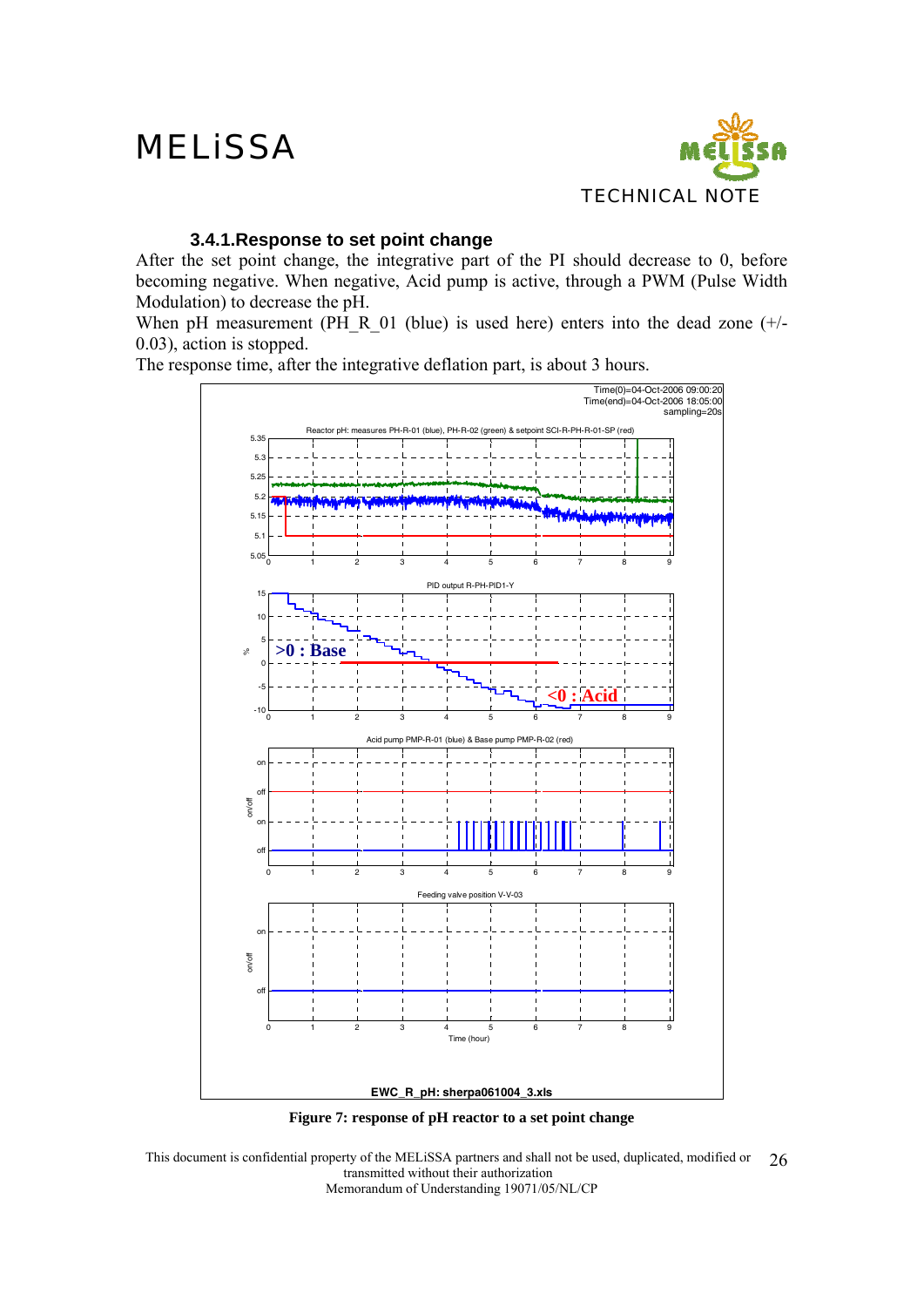### 3.4.1. Response to set point change

After the set point change, the integrative part of the PI should decrease to 0, before becoming negative. When negative, Acid pump is active, through a PWM (Pulse Width Modulation) to decrease the pH.

When pH measurement (PH_R_01 (blue) is used here) enters into the dead zone (+/- 0.03), action is stopped.

The response time, after the integrative deflation part, is about 3 hours.

**Figure 7: response of pH reactor to a set point change**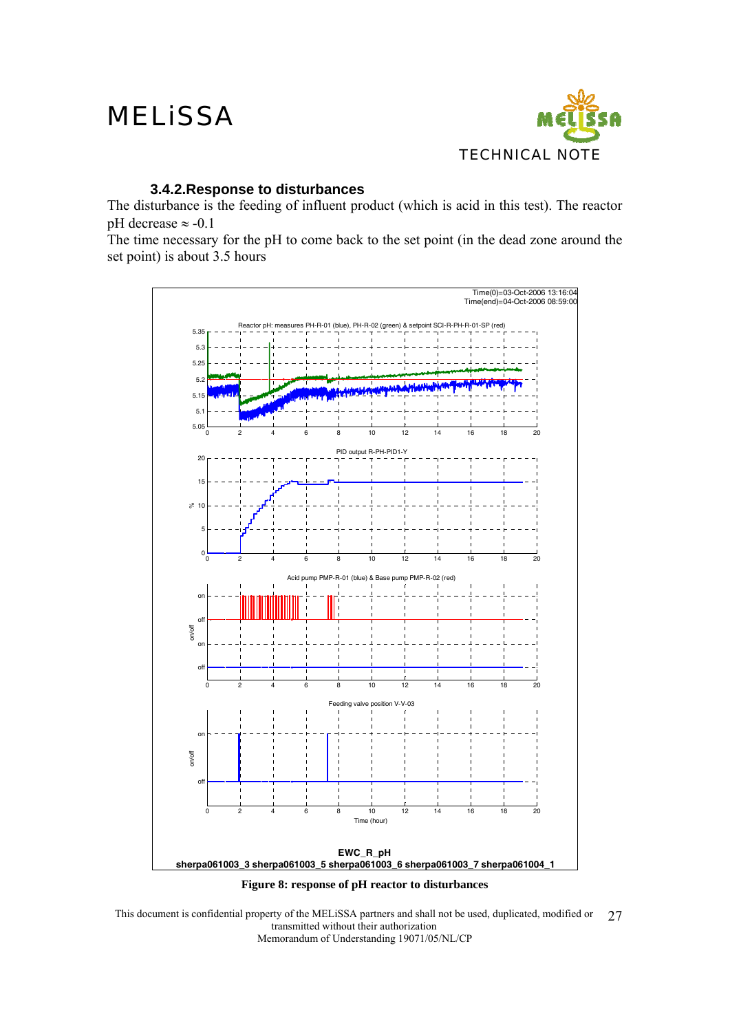### 3.4.2. Response to disturbances

The disturbance is the feeding of influent product (which is acid in this test). The reactor pH decrease ≈ -0.1

The time necessary for the pH to come back to the set point (in the dead zone around the set point) is about 3.5 hours

**Figure 8: response of pH reactor to disturbances**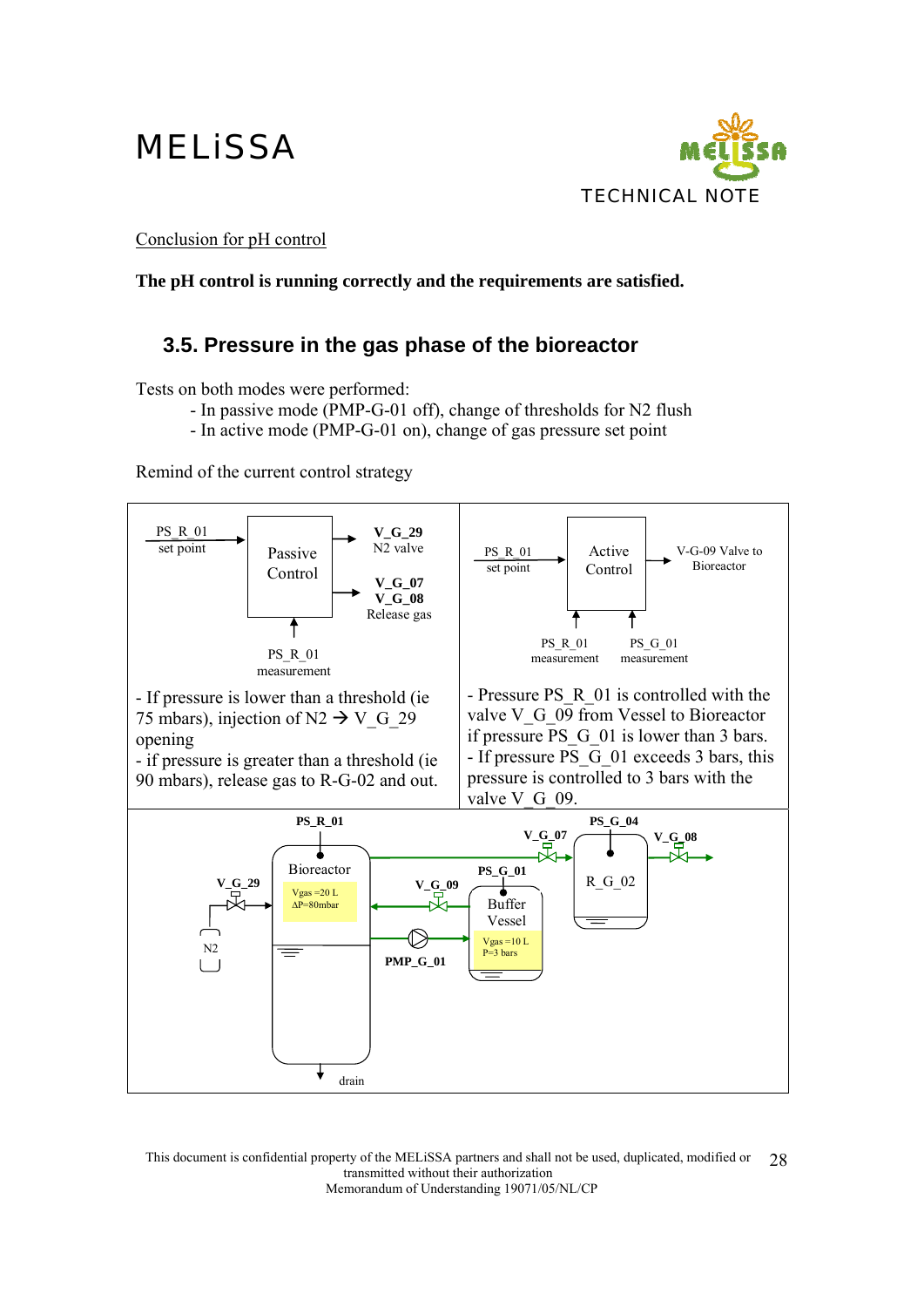Conclusion for pH control

**The pH control is running correctly and the requirements are satisfied.**

## 3.5. Pressure in the gas phase of the bioreactor

Tests on both modes were performed:

- In passive mode (PMP-G-01 off), change of thresholds for N2 flush
- In active mode (PMP-G-01 on), change of gas pressure set point

Remind of the current control strategy

| PS_R_01 set point → **Passive Control** → **V_G_29** N2 valve; **V_G_07**, **V_G_08** Release gas; input: PS_R_01 measurement | PS_R_01 set point → **Active Control** → V-G-09 Valve to Bioreactor; inputs: PS_R_01 measurement, PS_G_01 measurement |
|---|---|
| - If pressure is lower than a threshold (ie 75 mbars), injection of N2 → V_G_29 opening<br>- if pressure is greater than a threshold (ie 90 mbars), release gas to R-G-02 and out. | - Pressure PS_R_01 is controlled with the valve V_G_09 from Vessel to Bioreactor if pressure PS_G_01 is lower than 3 bars.<br>- If pressure PS_G_01 exceeds 3 bars, this pressure is controlled to 3 bars with the valve V_G_09. |

Diagram labels: PS_R_01, Bioreactor (Vgas =20 L, ΔP=80mbar), V_G_29, N2, drain, V_G_09, PMP_G_01, PS_G_01, Buffer Vessel (Vgas =10 L, P=3 bars), V_G_07, PS_G_04, R_G_02, V_G_08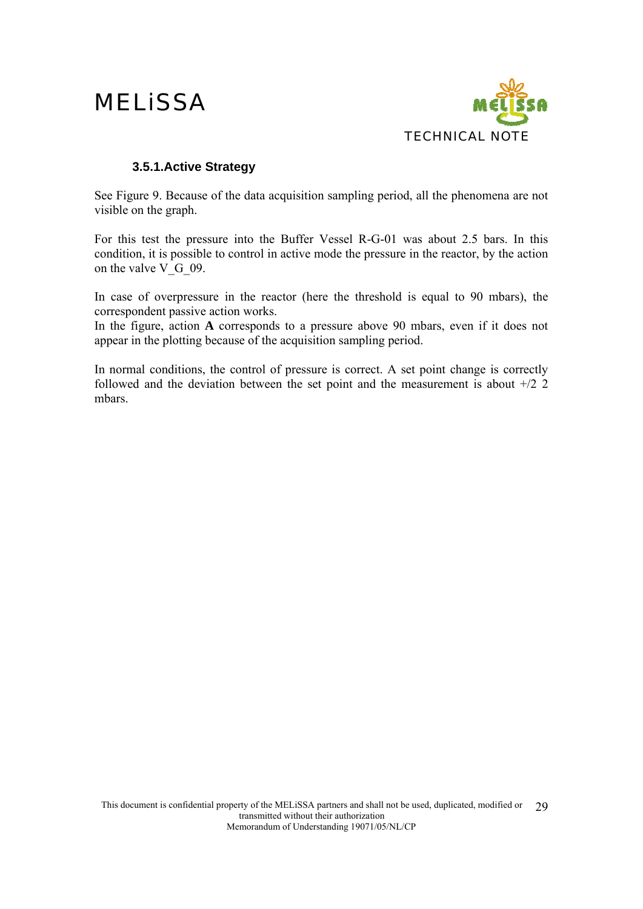### 3.5.1. Active Strategy

See Figure 9. Because of the data acquisition sampling period, all the phenomena are not visible on the graph.

For this test the pressure into the Buffer Vessel R-G-01 was about 2.5 bars. In this condition, it is possible to control in active mode the pressure in the reactor, by the action on the valve V_G_09.

In case of overpressure in the reactor (here the threshold is equal to 90 mbars), the correspondent passive action works.
In the figure, action **A** corresponds to a pressure above 90 mbars, even if it does not appear in the plotting because of the acquisition sampling period.

In normal conditions, the control of pressure is correct. A set point change is correctly followed and the deviation between the set point and the measurement is about +/2 2 mbars.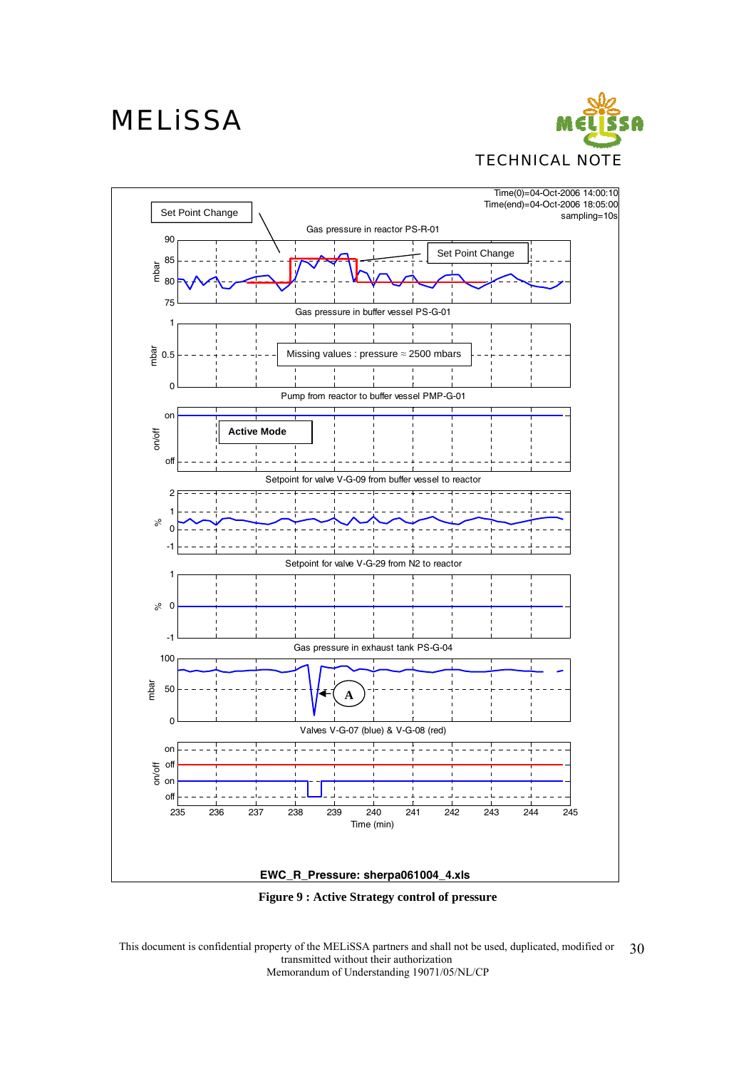Figure 9 : Active Strategy control of pressure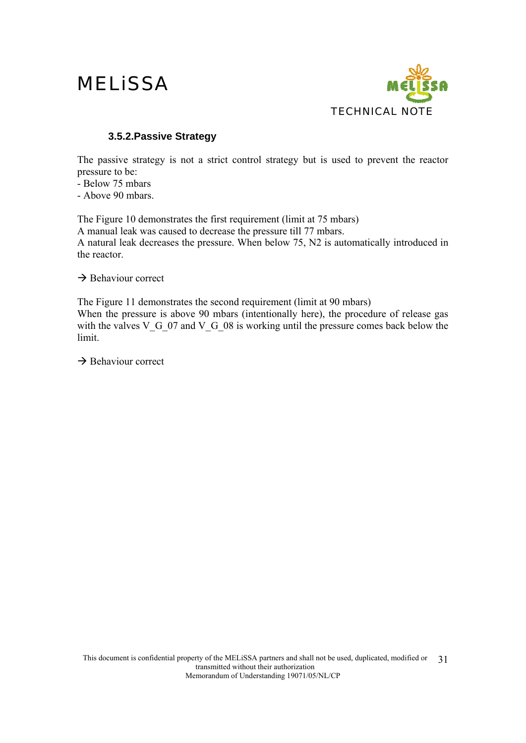### 3.5.2. Passive Strategy

The passive strategy is not a strict control strategy but is used to prevent the reactor pressure to be:

- Below 75 mbars
- Above 90 mbars.

The Figure 10 demonstrates the first requirement (limit at 75 mbars)
A manual leak was caused to decrease the pressure till 77 mbars.
A natural leak decreases the pressure. When below 75, $N_2$ is automatically introduced in the reactor.

→ Behaviour correct

The Figure 11 demonstrates the second requirement (limit at 90 mbars)
When the pressure is above 90 mbars (intentionally here), the procedure of release gas with the valves V_G_07 and V_G_08 is working until the pressure comes back below the limit.

→ Behaviour correct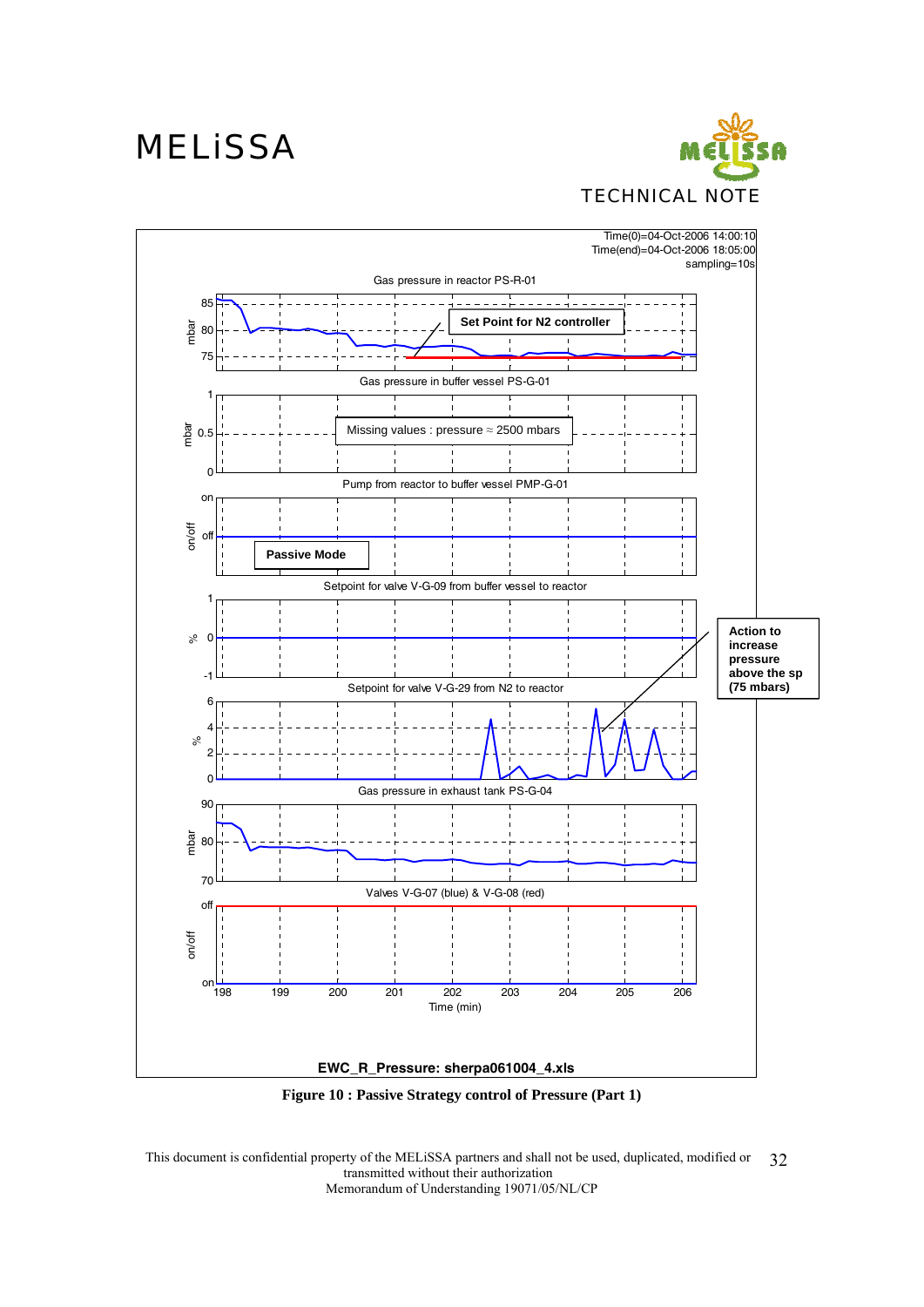Time(0)=04-Oct-2006 14:00:10
Time(end)=04-Oct-2006 18:05:00
sampling=10s

Gas pressure in reactor PS-R-01

Set Point for N2 controller

Gas pressure in buffer vessel PS-G-01

Missing values : pressure ≈ 2500 mbars

Pump from reactor to buffer vessel PMP-G-01

Passive Mode

Setpoint for valve V-G-09 from buffer vessel to reactor

Action to increase pressure above the sp (75 mbars)

Setpoint for valve V-G-29 from N2 to reactor

Gas pressure in exhaust tank PS-G-04

Valves V-G-07 (blue) & V-G-08 (red)

Time (min)

**EWC_R_Pressure: sherpa061004_4.xls**

**Figure 10 : Passive Strategy control of Pressure (Part 1)**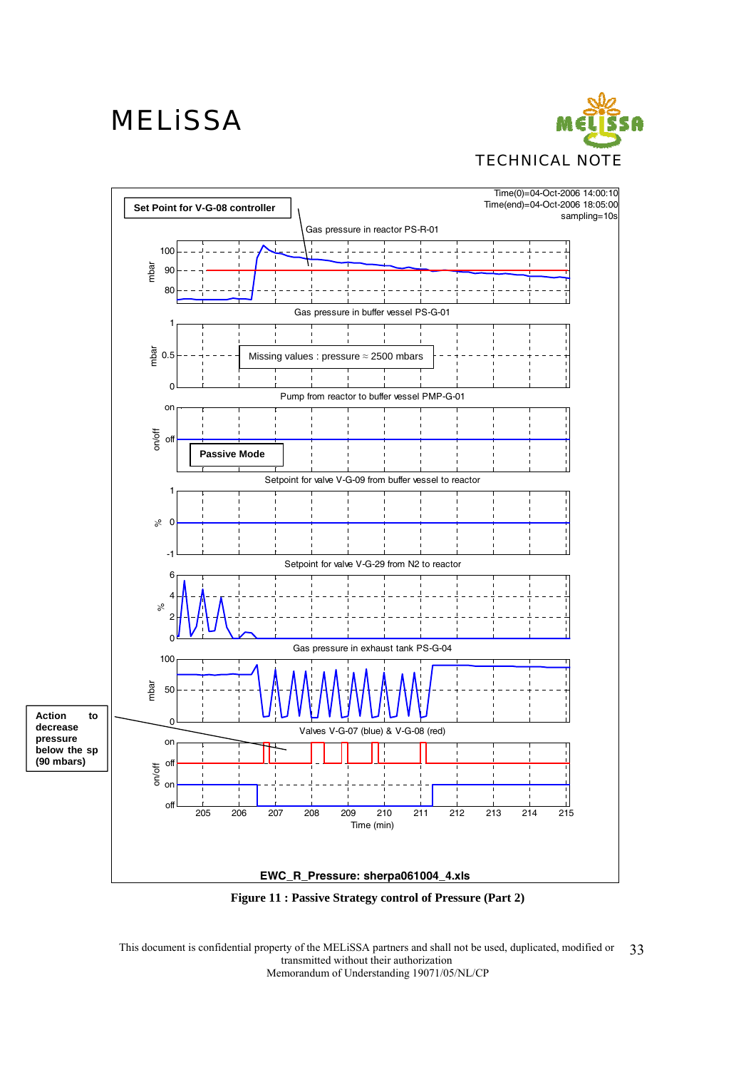Set Point for V-G-08 controller

Time(0)=04-Oct-2006 14:00:10
Time(end)=04-Oct-2006 18:05:00
sampling=10s

Gas pressure in reactor PS-R-01

Gas pressure in buffer vessel PS-G-01

Missing values : pressure ≈ 2500 mbars

Pump from reactor to buffer vessel PMP-G-01

Passive Mode

Setpoint for valve V-G-09 from buffer vessel to reactor

Setpoint for valve V-G-29 from N2 to reactor

Gas pressure in exhaust tank PS-G-04

Valves V-G-07 (blue) & V-G-08 (red)

**Action to decrease pressure below the sp (90 mbars)**

Time (min)

**EWC_R_Pressure: sherpa061004_4.xls**

**Figure 11 : Passive Strategy control of Pressure (Part 2)**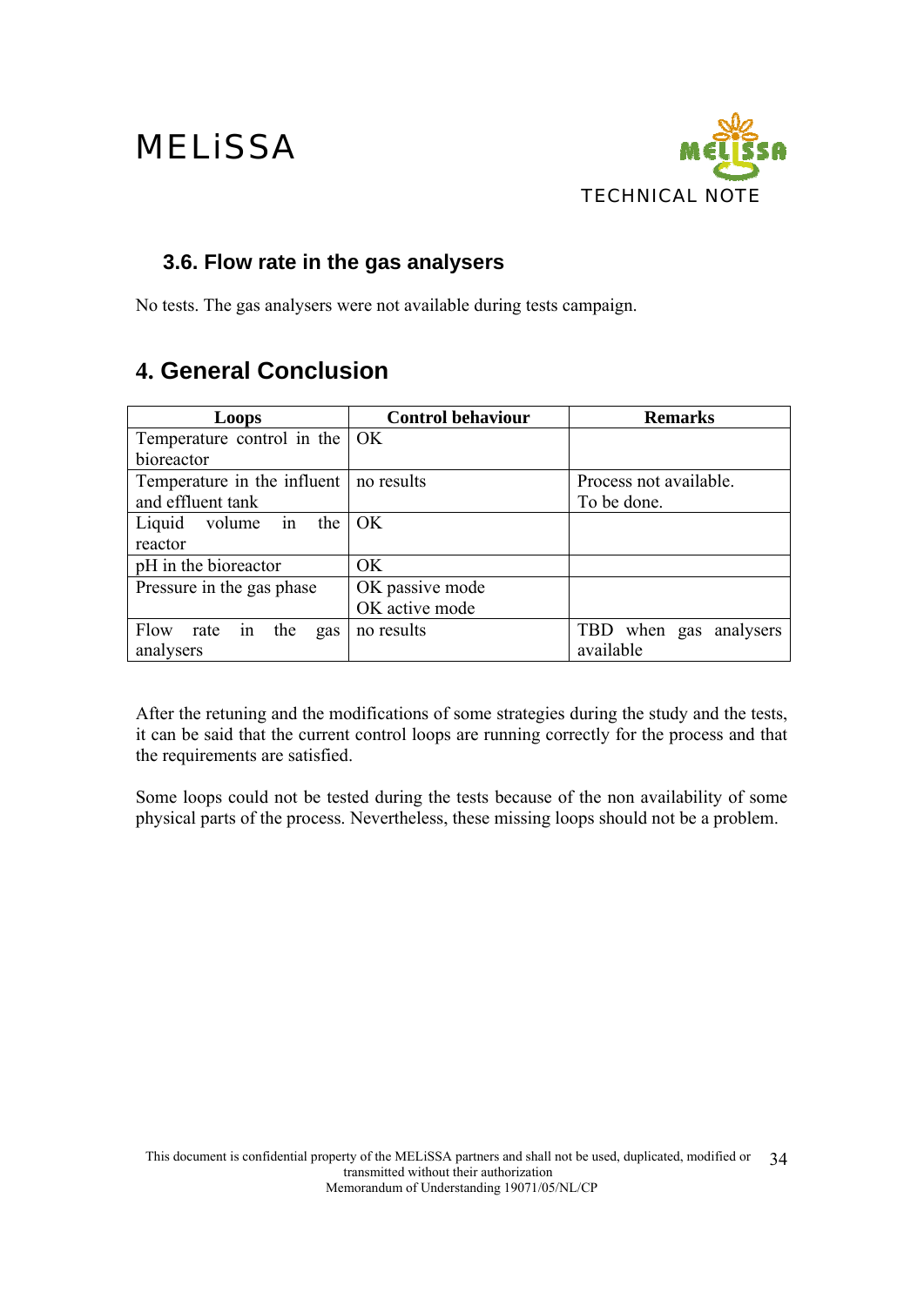### 3.6. Flow rate in the gas analysers

No tests. The gas analysers were not available during tests campaign.

## 4. General Conclusion

| Loops | Control behaviour | Remarks |
|---|---|---|
| Temperature control in the bioreactor | OK | |
| Temperature in the influent and effluent tank | no results | Process not available. To be done. |
| Liquid volume in the reactor | OK | |
| pH in the bioreactor | OK | |
| Pressure in the gas phase | OK passive mode<br>OK active mode | |
| Flow rate in the gas analysers | no results | TBD when gas analysers available |

After the retuning and the modifications of some strategies during the study and the tests, it can be said that the current control loops are running correctly for the process and that the requirements are satisfied.

Some loops could not be tested during the tests because of the non availability of some physical parts of the process. Nevertheless, these missing loops should not be a problem.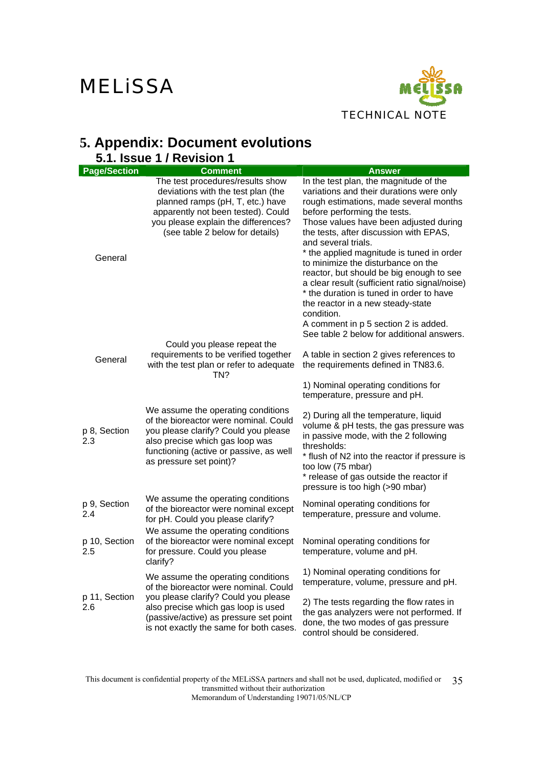# 5. Appendix: Document evolutions

## 5.1. Issue 1 / Revision 1

| Page/Section | Comment | Answer |
|---|---|---|
| General | The test procedures/results show deviations with the test plan (the planned ramps (pH, T, etc.) have apparently not been tested). Could you please explain the differences? (see table 2 below for details) | In the test plan, the magnitude of the variations and their durations were only rough estimations, made several months before performing the tests.<br>Those values have been adjusted during the tests, after discussion with EPAS, and several trials.<br>* the applied magnitude is tuned in order to minimize the disturbance on the reactor, but should be big enough to see a clear result (sufficient ratio signal/noise)<br>* the duration is tuned in order to have the reactor in a new steady-state condition.<br>A comment in p 5 section 2 is added.<br>See table 2 below for additional answers. |
| General | Could you please repeat the requirements to be verified together with the test plan or refer to adequate TN? | A table in section 2 gives references to the requirements defined in TN83.6. |
| p 8, Section 2.3 | We assume the operating conditions of the bioreactor were nominal. Could you please clarify? Could you please also precise which gas loop was functioning (active or passive, as well as pressure set point)? | 1) Nominal operating conditions for temperature, pressure and pH.<br>2) During all the temperature, liquid volume & pH tests, the gas pressure was in passive mode, with the 2 following thresholds:<br>* flush of N2 into the reactor if pressure is too low (75 mbar)<br>* release of gas outside the reactor if pressure is too high (>90 mbar) |
| p 9, Section 2.4 | We assume the operating conditions of the bioreactor were nominal except for pH. Could you please clarify? | Nominal operating conditions for temperature, pressure and volume. |
| p 10, Section 2.5 | We assume the operating conditions of the bioreactor were nominal except for pressure. Could you please clarify? | Nominal operating conditions for temperature, volume and pH. |
| p 11, Section 2.6 | We assume the operating conditions of the bioreactor were nominal. Could you please clarify? Could you please also precise which gas loop is used (passive/active) as pressure set point is not exactly the same for both cases. | 1) Nominal operating conditions for temperature, volume, pressure and pH.<br>2) The tests regarding the flow rates in the gas analyzers were not performed. If done, the two modes of gas pressure control should be considered. |

This document is confidential property of the MELiSSA partners and shall not be used, duplicated, modified or transmitted without their authorization
Memorandum of Understanding 19071/05/NL/CP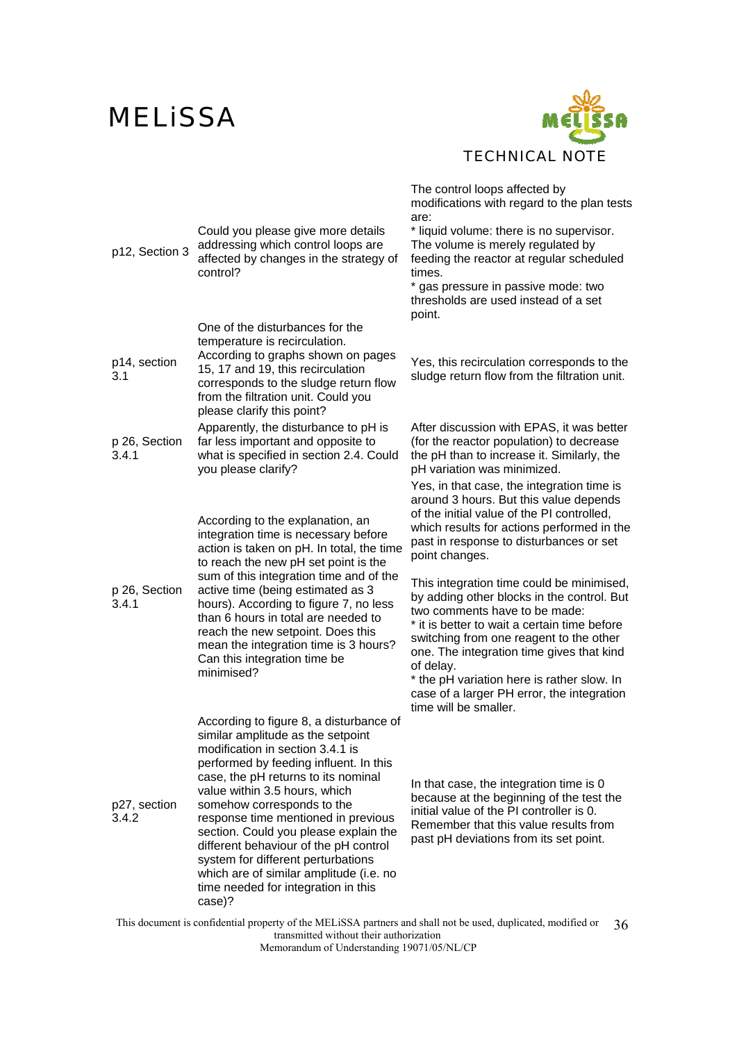| | | |
|---|---|---|
| p12, Section 3 | Could you please give more details addressing which control loops are affected by changes in the strategy of control? | The control loops affected by modifications with regard to the plan tests are:<br>* liquid volume: there is no supervisor. The volume is merely regulated by feeding the reactor at regular scheduled times.<br>* gas pressure in passive mode: two thresholds are used instead of a set point. |
| p14, section 3.1 | One of the disturbances for the temperature is recirculation. According to graphs shown on pages 15, 17 and 19, this recirculation corresponds to the sludge return flow from the filtration unit. Could you please clarify this point? | Yes, this recirculation corresponds to the sludge return flow from the filtration unit. |
| p 26, Section 3.4.1 | Apparently, the disturbance to pH is far less important and opposite to what is specified in section 2.4. Could you please clarify? | After discussion with EPAS, it was better (for the reactor population) to decrease the pH than to increase it. Similarly, the pH variation was minimized. |
| p 26, Section 3.4.1 | According to the explanation, an integration time is necessary before action is taken on pH. In total, the time to reach the new pH set point is the sum of this integration time and of the active time (being estimated as 3 hours). According to figure 7, no less than 6 hours in total are needed to reach the new setpoint. Does this mean the integration time is 3 hours? Can this integration time be minimised? | Yes, in that case, the integration time is around 3 hours. But this value depends of the initial value of the PI controlled, which results for actions performed in the past in response to disturbances or set point changes.<br><br>This integration time could be minimised, by adding other blocks in the control. But two comments have to be made:<br>* it is better to wait a certain time before switching from one reagent to the other one. The integration time gives that kind of delay.<br>* the pH variation here is rather slow. In case of a larger PH error, the integration time will be smaller. |
| p27, section 3.4.2 | According to figure 8, a disturbance of similar amplitude as the setpoint modification in section 3.4.1 is performed by feeding influent. In this case, the pH returns to its nominal value within 3.5 hours, which somehow corresponds to the response time mentioned in previous section. Could you please explain the different behaviour of the pH control system for different perturbations which are of similar amplitude (i.e. no time needed for integration in this case)? | In that case, the integration time is 0 because at the beginning of the test the initial value of the PI controller is 0. Remember that this value results from past pH deviations from its set point. |

This document is confidential property of the MELiSSA partners and shall not be used, duplicated, modified or transmitted without their authorization
Memorandum of Understanding 19071/05/NL/CP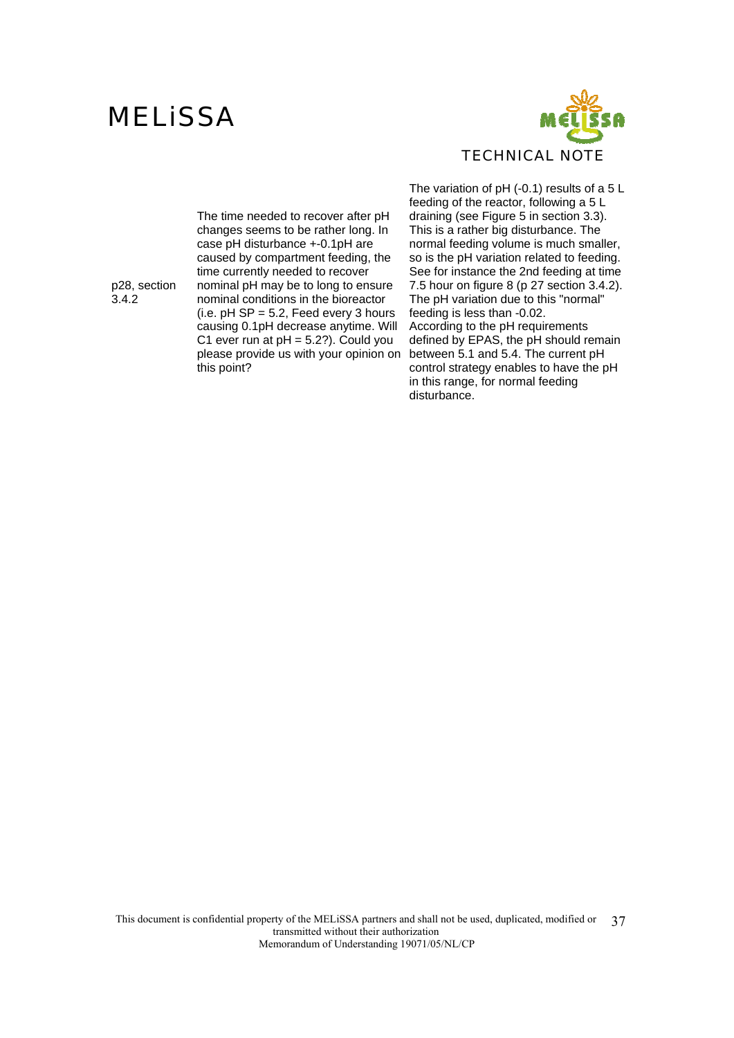| | | |
|---|---|---|
| p28, section 3.4.2 | The time needed to recover after pH changes seems to be rather long. In case pH disturbance +-0.1pH are caused by compartment feeding, the time currently needed to recover nominal pH may be to long to ensure nominal conditions in the bioreactor (i.e. pH SP = 5.2, Feed every 3 hours causing 0.1pH decrease anytime. Will C1 ever run at pH = 5.2?). Could you please provide us with your opinion on this point? | The variation of pH (-0.1) results of a 5 L feeding of the reactor, following a 5 L draining (see Figure 5 in section 3.3). This is a rather big disturbance. The normal feeding volume is much smaller, so is the pH variation related to feeding. See for instance the 2nd feeding at time 7.5 hour on figure 8 (p 27 section 3.4.2). The pH variation due to this "normal" feeding is less than -0.02. According to the pH requirements defined by EPAS, the pH should remain between 5.1 and 5.4. The current pH control strategy enables to have the pH in this range, for normal feeding disturbance. |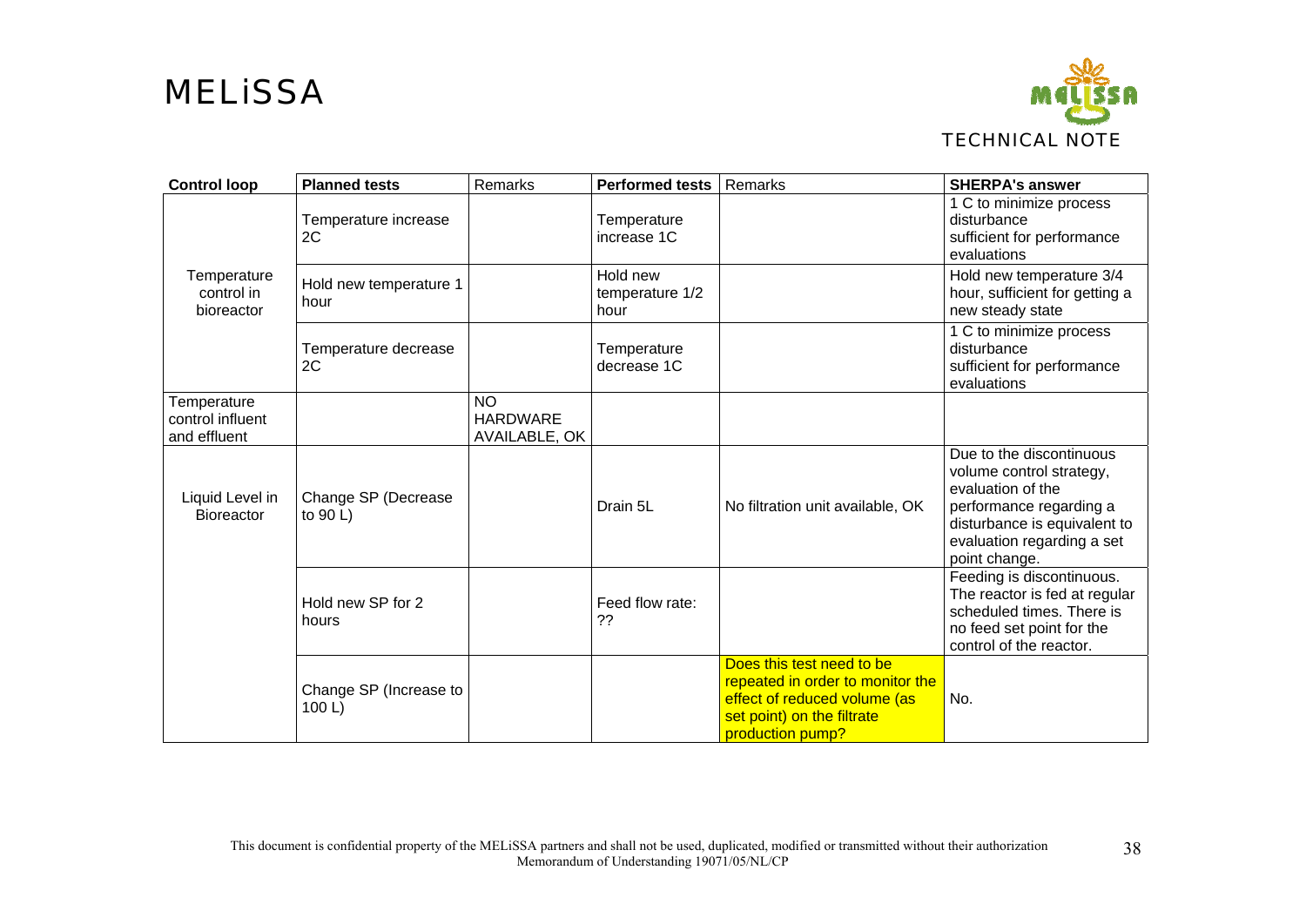| Control loop | Planned tests | Remarks | Performed tests | Remarks | SHERPA's answer |
|---|---|---|---|---|---|
| Temperature control in bioreactor | Temperature increase 2C | | Temperature increase 1C | | 1 C to minimize process disturbance sufficient for performance evaluations |
| | Hold new temperature 1 hour | | Hold new temperature 1/2 hour | | Hold new temperature 3/4 hour, sufficient for getting a new steady state |
| | Temperature decrease 2C | | Temperature decrease 1C | | 1 C to minimize process disturbance sufficient for performance evaluations |
| Temperature control influent and effluent | | NO HARDWARE AVAILABLE, OK | | | |
| Liquid Level in Bioreactor | Change SP (Decrease to 90 L) | | Drain 5L | No filtration unit available, OK | Due to the discontinuous volume control strategy, evaluation of the performance regarding a disturbance is equivalent to evaluation regarding a set point change. |
| | Hold new SP for 2 hours | | Feed flow rate: ?? | | Feeding is discontinuous. The reactor is fed at regular scheduled times. There is no feed set point for the control of the reactor. |
| | Change SP (Increase to 100 L) | | | Does this test need to be repeated in order to monitor the effect of reduced volume (as set point) on the filtrate production pump? | No. |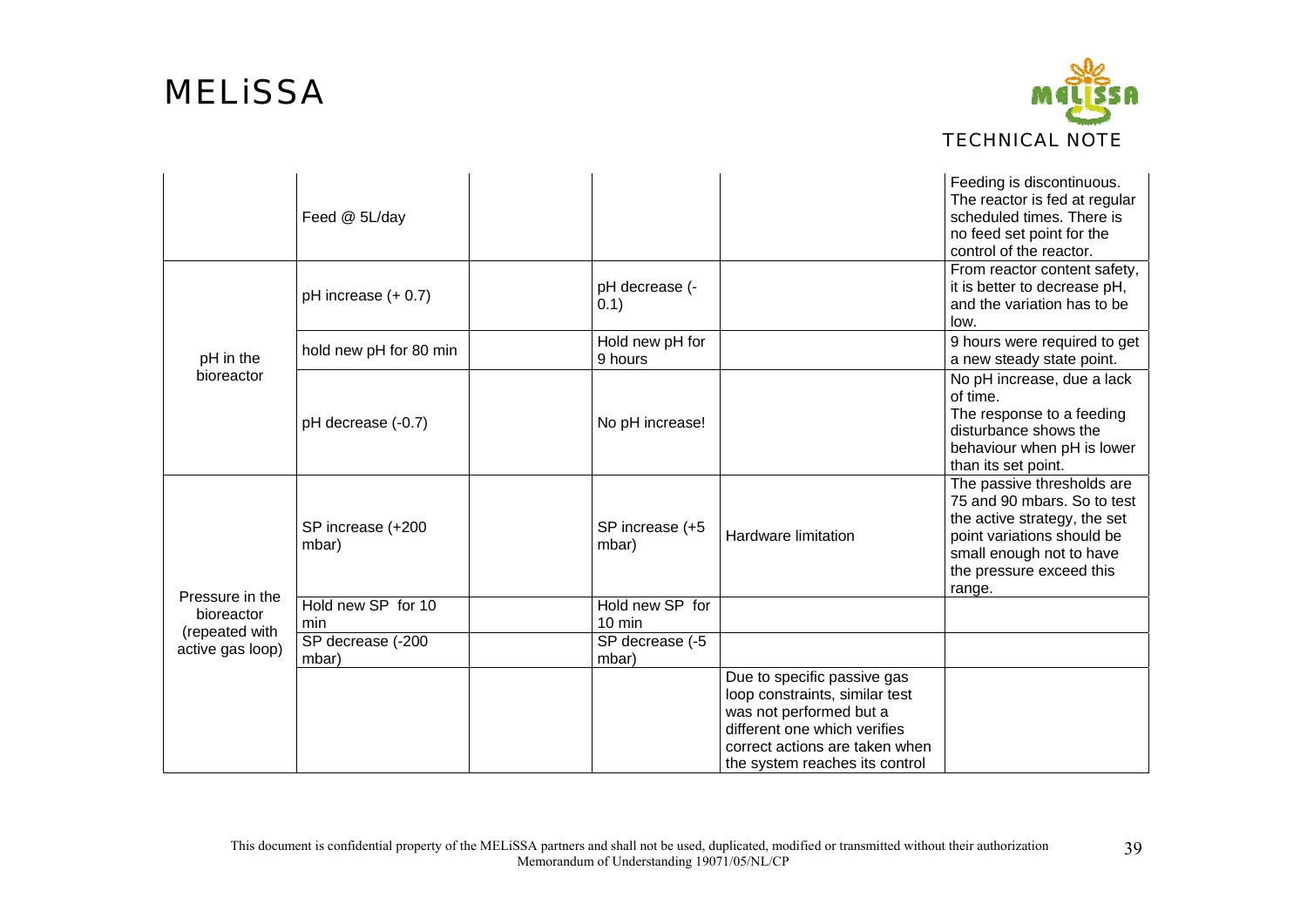| | | | | | |
|---|---|---|---|---|---|
| | Feed @ 5L/day | | | | Feeding is discontinuous. The reactor is fed at regular scheduled times. There is no feed set point for the control of the reactor. |
| pH in the bioreactor | pH increase (+ 0.7) | | pH decrease (-0.1) | | From reactor content safety, it is better to decrease pH, and the variation has to be low. |
| | hold new pH for 80 min | | Hold new pH for 9 hours | | 9 hours were required to get a new steady state point. |
| | pH decrease (-0.7) | | No pH increase! | | No pH increase, due a lack of time. The response to a feeding disturbance shows the behaviour when pH is lower than its set point. |
| Pressure in the bioreactor (repeated with active gas loop) | SP increase (+200 mbar) | | SP increase (+5 mbar) | Hardware limitation | The passive thresholds are 75 and 90 mbars. So to test the active strategy, the set point variations should be small enough not to have the pressure exceed this range. |
| | Hold new SP for 10 min | | Hold new SP for 10 min | | |
| | SP decrease (-200 mbar) | | SP decrease (-5 mbar) | | |
| | | | | Due to specific passive gas loop constraints, similar test was not performed but a different one which verifies correct actions are taken when the system reaches its control | |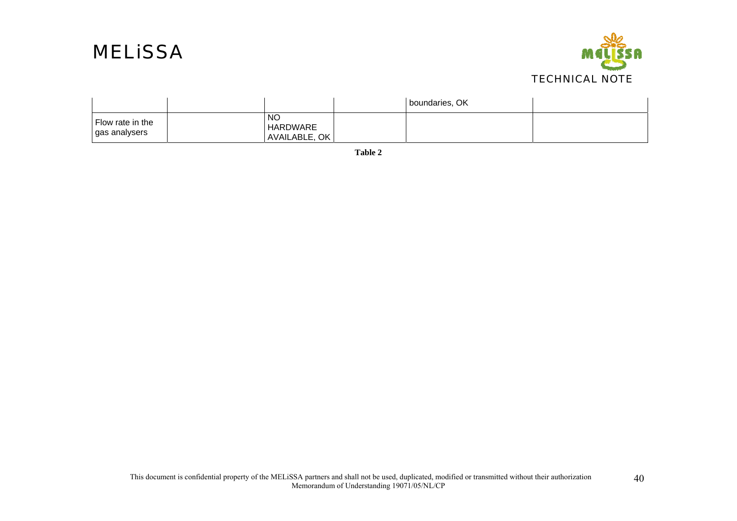| | | | | | |
|---|---|---|---|---|---|
| | | | | boundaries, OK | |
| Flow rate in the gas analysers | | NO HARDWARE AVAILABLE, OK | | | |

**Table 2**